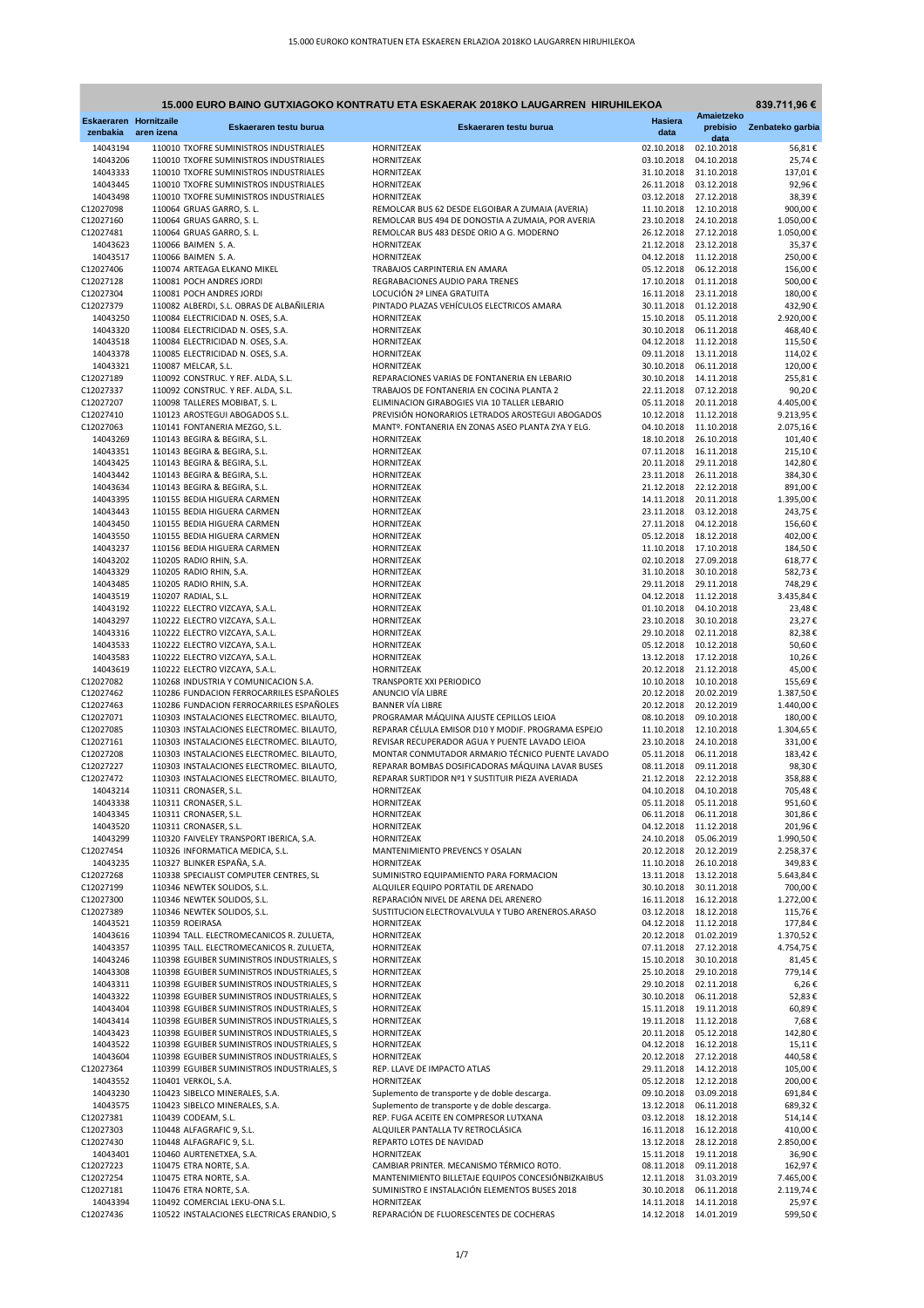## 15.000 EURO BAINO GUTXIAGOKO KONTRATU ETA ESKAERAK 2018KO LAUGARREN HIRUHILEKOA

| Eskaeraren zenbakia | Hornitzaile aren izena | Eskaeraren testu burua | Eskaeraren testu burua | Hasiera data | Amaietzeko prebisio data | Zenbateko garbia |
|---|---|---|---|---|---|---|
| | | | | | | 839.711,96 € |
| 14043194 | 110010 | TXOFRE SUMINISTROS INDUSTRIALES | HORNITZEAK | 02.10.2018 | 02.10.2018 | 56,81 € |
| 14043206 | 110010 | TXOFRE SUMINISTROS INDUSTRIALES | HORNITZEAK | 03.10.2018 | 04.10.2018 | 25,74 € |
| 14043333 | 110010 | TXOFRE SUMINISTROS INDUSTRIALES | HORNITZEAK | 31.10.2018 | 31.10.2018 | 137,01 € |
| 14043445 | 110010 | TXOFRE SUMINISTROS INDUSTRIALES | HORNITZEAK | 26.11.2018 | 03.12.2018 | 92,96 € |
| 14043498 | 110010 | TXOFRE SUMINISTROS INDUSTRIALES | HORNITZEAK | 03.12.2018 | 27.12.2018 | 38,39 € |
| C12027098 | 110064 | GRUAS GARRO, S. L. | REMOLCAR BUS 62 DESDE ELGOIBAR A ZUMAIA (AVERIA) | 11.10.2018 | 12.10.2018 | 900,00 € |
| C12027160 | 110064 | GRUAS GARRO, S. L. | REMOLCAR BUS 494 DE DONOSTIA A ZUMAIA, POR AVERIA | 23.10.2018 | 24.10.2018 | 1.050,00 € |
| C12027481 | 110064 | GRUAS GARRO, S. L. | REMOLCAR BUS 483 DESDE ORIO A G. MODERNO | 26.12.2018 | 27.12.2018 | 1.050,00 € |
| 14043623 | 110066 | BAIMEN S. A. | HORNITZEAK | 21.12.2018 | 23.12.2018 | 35,37 € |
| 14043517 | 110066 | BAIMEN S. A. | HORNITZEAK | 04.12.2018 | 11.12.2018 | 250,00 € |
| C12027406 | 110074 | ARTEAGA ELKANO MIKEL | TRABAJOS CARPINTERIA EN AMARA | 05.12.2018 | 06.12.2018 | 156,00 € |
| C12027128 | 110081 | POCH ANDRES JORDI | REGRABACIONES AUDIO PARA TRENES | 17.10.2018 | 01.11.2018 | 500,00 € |
| C12027304 | 110081 | POCH ANDRES JORDI | LOCUCIÓN 2ª LINEA GRATUITA | 16.11.2018 | 23.11.2018 | 180,00 € |
| C12027379 | 110082 | ALBERDI, S.L. OBRAS DE ALBAÑILERIA | PINTADO PLAZAS VEHÍCULOS ELECTRICOS AMARA | 30.11.2018 | 01.12.2018 | 432,90 € |
| 14043250 | 110084 | ELECTRICIDAD N. OSES, S.A. | HORNITZEAK | 15.10.2018 | 05.11.2018 | 2.920,00 € |
| 14043320 | 110084 | ELECTRICIDAD N. OSES, S.A. | HORNITZEAK | 30.10.2018 | 06.11.2018 | 468,40 € |
| 14043518 | 110084 | ELECTRICIDAD N. OSES, S.A. | HORNITZEAK | 04.12.2018 | 11.12.2018 | 115,50 € |
| 14043378 | 110085 | ELECTRICIDAD N. OSES, S.A. | HORNITZEAK | 09.11.2018 | 13.11.2018 | 114,02 € |
| 14043321 | 110087 | MELCAR, S.L. | HORNITZEAK | 30.10.2018 | 06.11.2018 | 120,00 € |
| C12027189 | 110092 | CONSTRUC. Y REF. ALDA, S.L. | REPARACIONES VARIAS DE FONTANERIA EN LEBARIO | 30.10.2018 | 14.11.2018 | 255,81 € |
| C12027337 | 110092 | CONSTRUC. Y REF. ALDA, S.L. | TRABAJOS DE FONTANERIA EN COCINA PLANTA 2 | 22.11.2018 | 07.12.2018 | 90,20 € |
| C12027207 | 110098 | TALLERES MOBIBAT, S. L. | ELIMINACION GIRABOGIES VIA 10 TALLER LEBARIO | 05.11.2018 | 20.11.2018 | 4.405,00 € |
| C12027410 | 110123 | AROSTEGUI ABOGADOS S.L. | PREVISIÓN HONORARIOS LETRADOS AROSTEGUI ABOGADOS | 10.12.2018 | 11.12.2018 | 9.213,95 € |
| C12027063 | 110141 | FONTANERIA MEZGO, S.L. | MANTº. FONTANERIA EN ZONAS ASEO PLANTA ZYA Y ELG. | 04.10.2018 | 11.10.2018 | 2.075,16 € |
| 14043269 | 110143 | BEGIRA & BEGIRA, S.L. | HORNITZEAK | 18.10.2018 | 26.10.2018 | 101,40 € |
| 14043351 | 110143 | BEGIRA & BEGIRA, S.L. | HORNITZEAK | 07.11.2018 | 16.11.2018 | 215,10 € |
| 14043425 | 110143 | BEGIRA & BEGIRA, S.L. | HORNITZEAK | 20.11.2018 | 29.11.2018 | 142,80 € |
| 14043442 | 110143 | BEGIRA & BEGIRA, S.L. | HORNITZEAK | 23.11.2018 | 26.11.2018 | 384,30 € |
| 14043634 | 110143 | BEGIRA & BEGIRA, S.L. | HORNITZEAK | 21.12.2018 | 22.12.2018 | 891,00 € |
| 14043395 | 110155 | BEDIA HIGUERA CARMEN | HORNITZEAK | 14.11.2018 | 20.11.2018 | 1.395,00 € |
| 14043443 | 110155 | BEDIA HIGUERA CARMEN | HORNITZEAK | 23.11.2018 | 03.12.2018 | 243,75 € |
| 14043450 | 110155 | BEDIA HIGUERA CARMEN | HORNITZEAK | 27.11.2018 | 04.12.2018 | 156,60 € |
| 14043550 | 110155 | BEDIA HIGUERA CARMEN | HORNITZEAK | 05.12.2018 | 18.12.2018 | 402,00 € |
| 14043237 | 110156 | BEDIA HIGUERA CARMEN | HORNITZEAK | 11.10.2018 | 17.10.2018 | 184,50 € |
| 14043202 | 110205 | RADIO RHIN, S.A. | HORNITZEAK | 02.10.2018 | 27.09.2018 | 618,77 € |
| 14043329 | 110205 | RADIO RHIN, S.A. | HORNITZEAK | 31.10.2018 | 30.10.2018 | 582,73 € |
| 14043485 | 110205 | RADIO RHIN, S.A. | HORNITZEAK | 29.11.2018 | 29.11.2018 | 748,29 € |
| 14043519 | 110207 | RADIAL, S.L. | HORNITZEAK | 04.12.2018 | 11.12.2018 | 3.435,84 € |
| 14043192 | 110222 | ELECTRO VIZCAYA, S.A.L. | HORNITZEAK | 01.10.2018 | 04.10.2018 | 23,48 € |
| 14043297 | 110222 | ELECTRO VIZCAYA, S.A.L. | HORNITZEAK | 23.10.2018 | 30.10.2018 | 23,27 € |
| 14043316 | 110222 | ELECTRO VIZCAYA, S.A.L. | HORNITZEAK | 29.10.2018 | 02.11.2018 | 82,38 € |
| 14043533 | 110222 | ELECTRO VIZCAYA, S.A.L. | HORNITZEAK | 05.12.2018 | 10.12.2018 | 50,60 € |
| 14043583 | 110222 | ELECTRO VIZCAYA, S.A.L. | HORNITZEAK | 13.12.2018 | 17.12.2018 | 10,26 € |
| 14043619 | 110222 | ELECTRO VIZCAYA, S.A.L. | HORNITZEAK | 20.12.2018 | 21.12.2018 | 45,00 € |
| C12027082 | 110268 | INDUSTRIA Y COMUNICACION S.A. | TRANSPORTE XXI PERIODICO | 10.10.2018 | 10.10.2018 | 155,69 € |
| C12027462 | 110286 | FUNDACION FERROCARRILES ESPAÑOLES | ANUNCIO VÍA LIBRE | 20.12.2018 | 20.02.2019 | 1.387,50 € |
| C12027463 | 110286 | FUNDACION FERROCARRILES ESPAÑOLES | BANNER VÍA LIBRE | 20.12.2018 | 20.12.2019 | 1.440,00 € |
| C12027071 | 110303 | INSTALACIONES ELECTROMEC. BILAUTO, | PROGRAMAR MÁQUINA AJUSTE CEPILLOS LEIOA | 08.10.2018 | 09.10.2018 | 180,00 € |
| C12027085 | 110303 | INSTALACIONES ELECTROMEC. BILAUTO, | REPARAR CÉLULA EMISOR D10 Y MODIF. PROGRAMA ESPEJO | 11.10.2018 | 12.10.2018 | 1.304,65 € |
| C12027161 | 110303 | INSTALACIONES ELECTROMEC. BILAUTO, | REVISAR RECUPERADOR AGUA Y PUENTE LAVADO LEIOA | 23.10.2018 | 24.10.2018 | 331,00 € |
| C12027208 | 110303 | INSTALACIONES ELECTROMEC. BILAUTO, | MONTAR CONMUTADOR ARMARIO TÉCNICO PUENTE LAVADO | 05.11.2018 | 06.11.2018 | 183,42 € |
| C12027227 | 110303 | INSTALACIONES ELECTROMEC. BILAUTO, | REPARAR BOMBAS DOSIFICADORAS MÁQUINA LAVAR BUSES | 08.11.2018 | 09.11.2018 | 98,30 € |
| C12027472 | 110303 | INSTALACIONES ELECTROMEC. BILAUTO, | REPARAR SURTIDOR Nº1 Y SUSTITUIR PIEZA AVERIADA | 21.12.2018 | 22.12.2018 | 358,88 € |
| 14043214 | 110311 | CRONASER, S.L. | HORNITZEAK | 04.10.2018 | 04.10.2018 | 705,48 € |
| 14043338 | 110311 | CRONASER, S.L. | HORNITZEAK | 05.11.2018 | 05.11.2018 | 951,60 € |
| 14043345 | 110311 | CRONASER, S.L. | HORNITZEAK | 06.11.2018 | 06.11.2018 | 301,86 € |
| 14043520 | 110311 | CRONASER, S.L. | HORNITZEAK | 04.12.2018 | 11.12.2018 | 201,96 € |
| 14043299 | 110320 | FAIVELEY TRANSPORT IBERICA, S.A. | HORNITZEAK | 24.10.2018 | 05.06.2019 | 1.990,50 € |
| C12027454 | 110326 | INFORMATICA MEDICA, S.L. | MANTENIMIENTO PREVENCS Y OSALAN | 20.12.2018 | 20.12.2019 | 2.258,37 € |
| 14043235 | 110327 | BLINKER ESPAÑA, S.A. | HORNITZEAK | 11.10.2018 | 26.10.2018 | 349,83 € |
| C12027268 | 110338 | SPECIALIST COMPUTER CENTRES, SL | SUMINISTRO EQUIPAMIENTO PARA FORMACION | 13.11.2018 | 13.12.2018 | 5.643,84 € |
| C12027199 | 110346 | NEWTEK SOLIDOS, S.L. | ALQUILER EQUIPO PORTATIL DE ARENADO | 30.10.2018 | 30.11.2018 | 700,00 € |
| C12027300 | 110346 | NEWTEK SOLIDOS, S.L. | REPARACIÓN NIVEL DE ARENA DEL ARENERO | 16.11.2018 | 16.12.2018 | 1.272,00 € |
| C12027389 | 110346 | NEWTEK SOLIDOS, S.L. | SUSTITUCION ELECTROVALVULA Y TUBO ARENEROS.ARASO | 03.12.2018 | 18.12.2018 | 115,76 € |
| 14043521 | 110359 | ROEIRASA | HORNITZEAK | 04.12.2018 | 11.12.2018 | 177,84 € |
| 14043616 | 110394 | TALL. ELECTROMECANICOS R. ZULUETA, | HORNITZEAK | 20.12.2018 | 01.02.2019 | 1.370,52 € |
| 14043357 | 110395 | TALL. ELECTROMECANICOS R. ZULUETA, | HORNITZEAK | 07.11.2018 | 27.12.2018 | 4.754,75 € |
| 14043246 | 110398 | EGUIBER SUMINISTROS INDUSTRIALES, S | HORNITZEAK | 15.10.2018 | 30.10.2018 | 81,45 € |
| 14043308 | 110398 | EGUIBER SUMINISTROS INDUSTRIALES, S | HORNITZEAK | 25.10.2018 | 29.10.2018 | 779,14 € |
| 14043311 | 110398 | EGUIBER SUMINISTROS INDUSTRIALES, S | HORNITZEAK | 29.10.2018 | 02.11.2018 | 6,26 € |
| 14043322 | 110398 | EGUIBER SUMINISTROS INDUSTRIALES, S | HORNITZEAK | 30.10.2018 | 06.11.2018 | 52,83 € |
| 14043404 | 110398 | EGUIBER SUMINISTROS INDUSTRIALES, S | HORNITZEAK | 15.11.2018 | 19.11.2018 | 60,89 € |
| 14043414 | 110398 | EGUIBER SUMINISTROS INDUSTRIALES, S | HORNITZEAK | 19.11.2018 | 11.12.2018 | 7,68 € |
| 14043423 | 110398 | EGUIBER SUMINISTROS INDUSTRIALES, S | HORNITZEAK | 20.11.2018 | 05.12.2018 | 142,80 € |
| 14043522 | 110398 | EGUIBER SUMINISTROS INDUSTRIALES, S | HORNITZEAK | 04.12.2018 | 16.12.2018 | 15,11 € |
| 14043604 | 110398 | EGUIBER SUMINISTROS INDUSTRIALES, S | HORNITZEAK | 20.12.2018 | 27.12.2018 | 440,58 € |
| C12027364 | 110399 | EGUIBER SUMINISTROS INDUSTRIALES, S | REP. LLAVE DE IMPACTO ATLAS | 29.11.2018 | 14.12.2018 | 105,00 € |
| 14043552 | 110401 | VERKOL, S.A. | HORNITZEAK | 05.12.2018 | 12.12.2018 | 200,00 € |
| 14043230 | 110423 | SIBELCO MINERALES, S.A. | Suplemento de transporte y de doble descarga. | 09.10.2018 | 03.09.2018 | 691,84 € |
| 14043575 | 110423 | SIBELCO MINERALES, S.A. | Suplemento de transporte y de doble descarga. | 13.12.2018 | 06.11.2018 | 689,32 € |
| C12027381 | 110439 | CODEAM, S.L. | REP. FUGA ACEITE EN COMPRESOR LUTXANA | 03.12.2018 | 18.12.2018 | 514,14 € |
| C12027303 | 110448 | ALFAGRAFIC 9, S.L. | ALQUILER PANTALLA TV RETROCLÁSICA | 16.11.2018 | 16.12.2018 | 410,00 € |
| C12027430 | 110448 | ALFAGRAFIC 9, S.L. | REPARTO LOTES DE NAVIDAD | 13.12.2018 | 28.12.2018 | 2.850,00 € |
| 14043401 | 110460 | AURTENETXEA, S.A. | HORNITZEAK | 15.11.2018 | 19.11.2018 | 36,90 € |
| C12027223 | 110475 | ETRA NORTE, S.A. | CAMBIAR PRINTER. MECANISMO TÉRMICO ROTO. | 08.11.2018 | 09.11.2018 | 162,97 € |
| C12027254 | 110475 | ETRA NORTE, S.A. | MANTENIMIENTO BILLETAJE EQUIPOS CONCESIÓNBIZKAIBUS | 12.11.2018 | 31.03.2019 | 7.465,00 € |
| C12027181 | 110476 | ETRA NORTE, S.A. | SUMINISTRO E INSTALACIÓN ELEMENTOS BUSES 2018 | 30.10.2018 | 06.11.2018 | 2.119,74 € |
| 14043394 | 110492 | COMERCIAL LEKU-ONA S.L. | HORNITZEAK | 14.11.2018 | 14.11.2018 | 25,97 € |
| C12027436 | 110522 | INSTALACIONES ELECTRICAS ERANDIO, S | REPARACIÓN DE FLUORESCENTES DE COCHERAS | 14.12.2018 | 14.01.2019 | 599,50 € |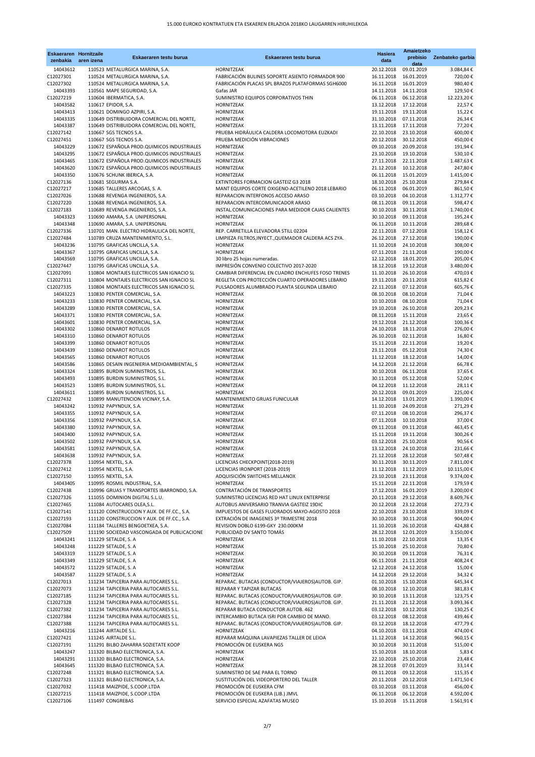# 15.000 EUROKO KONTRATUEN ETA ESKAEREN ERLAZIOA 2018KO LAUGARREN HIRUHILEKOA

| Eskaeraren zenbakia | Hornitzailearen izena | Eskaeraren testu burua | Eskaeraren testu burua | Hasiera data | Amaietzeko prebisio data | Zenbateko garbia |
|---|---|---|---|---|---|---|
| 14043612 | 110523 METALURGICA MARINA, S.A. | HORNITZEAK | 20.12.2018 | 09.01.2019 | 3.084,84 € |
| C12027301 | 110524 METALURGICA MARINA, S.A. | FABRICACIÓN BULINES SOPORTE ASIENTO FORMADOR 900 | 16.11.2018 | 16.01.2019 | 720,00 € |
| C12027302 | 110524 METALURGICA MARINA, S.A. | FABRICACIÓN PLACAS SPL BRAZOS PLATAFORMAS SGH6000 | 16.11.2018 | 16.01.2019 | 980,40 € |
| 14043393 | 110561 MAPE SEGURIDAD, S.A. | Gafas JAR | 14.11.2018 | 14.11.2018 | 129,50 € |
| C12027219 | 110604 IBERMATICA, S.A. | SUMINISTRO EQUIPOS CORPORATIVOS THIN | 06.11.2018 | 06.12.2018 | 12.223,20 € |
| 14043582 | 110617 EPIDOR, S.A. | HORNITZEAK | 13.12.2018 | 17.12.2018 | 22,57 € |
| 14043413 | 110621 DOMINGO AZPIRI, S.A. | HORNITZEAK | 19.11.2018 | 19.11.2018 | 15,22 € |
| 14043335 | 110649 DISTRIBUIDORA COMERCIAL DEL NORTE, | HORNITZEAK | 31.10.2018 | 07.11.2018 | 26,34 € |
| 14043387 | 110649 DISTRIBUIDORA COMERCIAL DEL NORTE, | HORNITZEAK | 13.11.2018 | 17.11.2018 | 77,20 € |
| C12027142 | 110667 SGS TECNOS S.A. | PRUEBA HIDRÁULICA CALDERA LOCOMOTORA EUZKADI | 22.10.2018 | 23.10.2018 | 600,00 € |
| C12027451 | 110667 SGS TECNOS S.A. | PRUEBA MEDICIÓN VIBRACIONES | 20.12.2018 | 30.12.2018 | 450,00 € |
| 14043229 | 110672 ESPAÑOLA PROD.QUIMICOS INDUSTRIALES | HORNITZEAK | 09.10.2018 | 20.09.2018 | 191,94 € |
| 14043295 | 110672 ESPAÑOLA PROD.QUIMICOS INDUSTRIALES | HORNITZEAK | 23.10.2018 | 19.10.2018 | 530,10 € |
| 14043465 | 110672 ESPAÑOLA PROD.QUIMICOS INDUSTRIALES | HORNITZEAK | 27.11.2018 | 22.11.2018 | 1.487,63 € |
| 14043620 | 110672 ESPAÑOLA PROD.QUIMICOS INDUSTRIALES | HORNITZEAK | 21.12.2018 | 10.12.2018 | 247,80 € |
| 14043350 | 110676 SCHUNK IBERICA, S.A. | HORNITZEAK | 06.11.2018 | 15.01.2019 | 1.415,00 € |
| C12027136 | 110681 SEGURMA S.A. | EXTINTORES FORMACION GASTEIZ G3 2018 | 18.10.2018 | 25.10.2018 | 279,84 € |
| C12027217 | 110685 TALLERES ARCOGAS, S. A. | MANT EQUIPOS CORTE OXIGENO-ACETILENO 2018 LEBARIO | 06.11.2018 | 06.01.2019 | 861,50 € |
| C12027026 | 110688 REVENGA INGENIEROS, S.A. | REPARACION INTERFONOS ACCESO ARASO | 03.10.2018 | 04.10.2018 | 1.312,77 € |
| C12027220 | 110688 REVENGA INGENIEROS, S.A. | REPARACION INTERCOMUNICADOR ARASO | 08.11.2018 | 09.11.2018 | 598,47 € |
| C12027183 | 110689 REVENGA INGENIEROS, S.A. | INSTAL.COMUNICACIONES PARA MEDIDOR CAJAS CALIENTES | 30.10.2018 | 30.11.2018 | 1.740,00 € |
| 14043323 | 110690 AMARA, S.A. UNIPERSONAL | HORNITZEAK | 30.10.2018 | 09.11.2018 | 195,24 € |
| 14043348 | 110690 AMARA, S.A. UNIPERSONAL | HORNITZEAK | 06.11.2018 | 10.11.2018 | 289,68 € |
| C12027336 | 110701 MAN. ELECTRO HIDRAULICA DEL NORTE, | REP. CARRETILLA ELEVADORA STILL 02204 | 22.11.2018 | 07.12.2018 | 158,12 € |
| C12027484 | 110789 CRUZA MANTENIMIENTO, S.L. | LIMPIEZA FILTROS,INYECT.,QUEMADOR CALDERA ACS ZYA. | 26.12.2018 | 27.12.2018 | 190,00 € |
| 14043236 | 110795 GRAFICAS UNCILLA, S.A. | HORNITZEAK | 11.10.2018 | 24.10.2018 | 308,00 € |
| 14043367 | 110795 GRAFICAS UNCILLA, S.A. | HORNITZEAK | 07.11.2018 | 21.11.2018 | 190,00 € |
| 14043569 | 110795 GRAFICAS UNCILLA, S.A. | 30 libro 25 hojas numeradas. | 12.12.2018 | 18.01.2019 | 205,00 € |
| C12027447 | 110795 GRAFICAS UNCILLA, S.A. | IMPRESIÓN CONVENIO COLECTIVO 2017-2020 | 18.12.2018 | 19.12.2018 | 3.480,00 € |
| C12027091 | 110804 MONTAJES ELECTRICOS SAN IGNACIO SL | CAMBIAR DIFERENCIAL EN CUADRO ENCHUFES FOSO TRENES | 11.10.2018 | 26.10.2018 | 470,03 € |
| C12027311 | 110804 MONTAJES ELECTRICOS SAN IGNACIO SL | REGLETA CON PROTECCIÓN CUARTO OPERADORES LEBARIO | 19.11.2018 | 20.11.2018 | 615,82 € |
| C12027335 | 110804 MONTAJES ELECTRICOS SAN IGNACIO SL | PULSADORES ALUMBRADO PLANTA SEGUNDA LEBARIO | 22.11.2018 | 07.12.2018 | 605,76 € |
| 14043223 | 110830 PENTER COMERCIAL, S.A. | HORNITZEAK | 08.10.2018 | 08.10.2018 | 71,04 € |
| 14043233 | 110830 PENTER COMERCIAL, S.A. | HORNITZEAK | 10.10.2018 | 08.10.2018 | 71,04 € |
| 14043289 | 110830 PENTER COMERCIAL, S.A. | HORNITZEAK | 19.10.2018 | 26.10.2018 | 209,23 € |
| 14043371 | 110830 PENTER COMERCIAL, S.A. | HORNITZEAK | 08.11.2018 | 15.11.2018 | 23,65 € |
| 14043601 | 110830 PENTER COMERCIAL, S.A. | HORNITZEAK | 19.12.2018 | 21.12.2018 | 100,36 € |
| 14043302 | 110860 DENAROT ROTULOS | HORNITZEAK | 24.10.2018 | 18.11.2018 | 276,00 € |
| 14043310 | 110860 DENAROT ROTULOS | HORNITZEAK | 26.10.2018 | 02.11.2018 | 16,80 € |
| 14043399 | 110860 DENAROT ROTULOS | HORNITZEAK | 15.11.2018 | 22.11.2018 | 19,20 € |
| 14043439 | 110860 DENAROT ROTULOS | HORNITZEAK | 23.11.2018 | 05.12.2018 | 74,30 € |
| 14043565 | 110860 DENAROT ROTULOS | HORNITZEAK | 11.12.2018 | 18.12.2018 | 14,00 € |
| 14043586 | 110865 DESAIN INGENIERIA MEDIOAMBIENTAL, S | HORNITZEAK | 14.12.2018 | 21.12.2018 | 66,78 € |
| 14043324 | 110895 BURDIN SUMINISTROS, S.L. | HORNITZEAK | 30.10.2018 | 06.11.2018 | 37,65 € |
| 14043493 | 110895 BURDIN SUMINISTROS, S.L. | HORNITZEAK | 30.11.2018 | 05.12.2018 | 52,00 € |
| 14043523 | 110895 BURDIN SUMINISTROS, S.L. | HORNITZEAK | 04.12.2018 | 11.12.2018 | 28,11 € |
| 14043611 | 110895 BURDIN SUMINISTROS, S.L. | HORNITZEAK | 20.12.2018 | 09.01.2019 | 225,00 € |
| C12027432 | 110899 MANUTENCION VICINAY, S.A. | MANTENIMIENTO GRUAS FUNICULAR | 14.12.2018 | 13.01.2019 | 1.390,00 € |
| 14043242 | 110932 PAPYNDUX, S.A. | HORNITZEAK | 11.10.2018 | 24.09.2018 | 271,29 € |
| 14043355 | 110932 PAPYNDUX, S.A. | HORNITZEAK | 07.11.2018 | 08.10.2018 | 296,37 € |
| 14043356 | 110932 PAPYNDUX, S.A. | HORNITZEAK | 07.11.2018 | 10.10.2018 | 37,00 € |
| 14043380 | 110932 PAPYNDUX, S.A. | HORNITZEAK | 09.11.2018 | 09.11.2018 | 463,45 € |
| 14043400 | 110932 PAPYNDUX, S.A. | HORNITZEAK | 15.11.2018 | 19.11.2018 | 300,26 € |
| 14043502 | 110932 PAPYNDUX, S.A. | HORNITZEAK | 03.12.2018 | 25.10.2018 | 90,56 € |
| 14043581 | 110932 PAPYNDUX, S.A. | HORNITZEAK | 13.12.2018 | 24.10.2018 | 231,66 € |
| 14043638 | 110932 PAPYNDUX, S.A. | HORNITZEAK | 21.12.2018 | 28.12.2018 | 507,48 € |
| C12027378 | 110954 NEXTEL, S.A. | LICENCIAS CHECKPOINT(2018-2019) | 30.11.2018 | 30.11.2019 | 7.811,00 € |
| C12027412 | 110954 NEXTEL, S.A. | LICENCIAS IRONPORT (2018-2019) | 11.12.2018 | 11.12.2019 | 10.115,00 € |
| C12027150 | 110955 NEXTEL, S.A. | ADQUISICIÓN SWITCHES MELLANOX | 23.10.2018 | 23.11.2018 | 9.374,00 € |
| 14043405 | 110995 ROSMIL INDUSTRIAL, S.A. | HORNITZEAK | 15.11.2018 | 22.11.2018 | 179,59 € |
| C12027438 | 110996 GRUAS Y TRANSPORTES IBARRONDO, S.A. | CONTRATACIÓN DE TRANSPORTES | 17.12.2018 | 16.01.2019 | 3.200,00 € |
| C12027326 | 111055 DOMINION DIGITAL S.L.U. | SUMINISTRO LICENCIAS RED HAT LINUX ENTERPRISE | 20.11.2018 | 29.12.2018 | 8.609,76 € |
| C12027465 | 111084 AUTOCARES OLEA,S.L. | AUTOBUS ANIVERSARIO TRANVIA GASTEIZ 19DIC | 20.12.2018 | 23.12.2018 | 272,73 € |
| C12027141 | 111120 CONSTRUCCION Y AUX. DE FF.CC., S.A. | IMPUESTOS DE GASES FLUORADOS MAYO-AGOSTO 2018 | 22.10.2018 | 23.10.2018 | 339,09 € |
| C12027193 | 111120 CONSTRUCCION Y AUX. DE FF.CC., S.A. | EXTRACIÓN DE IMAGENES 3º TRIMESTRE 2018 | 30.10.2018 | 30.11.2018 | 904,00 € |
| C12027084 | 111184 TALLERES BENGOETXEA, S.A. | REVISION DOBLO 6199-GKY 230.000KM | 11.10.2018 | 26.10.2018 | 424,88 € |
| C12027509 | 111190 SOCIEDAD VASCONGADA DE PUBLICACIONE | PUBLICIDAD DV SANTO TOMÁS | 28.12.2018 | 12.01.2019 | 3.150,00 € |
| 14043241 | 111229 SETALDE, S. A | HORNITZEAK | 11.10.2018 | 22.10.2018 | 13,35 € |
| 14043248 | 111229 SETALDE, S. A | HORNITZEAK | 15.10.2018 | 25.10.2018 | 70,80 € |
| 14043319 | 111229 SETALDE, S. A | HORNITZEAK | 30.10.2018 | 09.11.2018 | 76,31 € |
| 14043349 | 111229 SETALDE, S. A | HORNITZEAK | 06.11.2018 | 21.11.2018 | 408,24 € |
| 14043572 | 111229 SETALDE, S. A | HORNITZEAK | 12.12.2018 | 24.12.2018 | 15,00 € |
| 14043587 | 111229 SETALDE, S. A | HORNITZEAK | 14.12.2018 | 29.12.2018 | 34,32 € |
| C12027013 | 111234 TAPICERIA PARA AUTOCARES S.L. | REPARAC. BUTACAS (CONDUCTOR/VIAJEROS)AUTOB. GIP. | 01.10.2018 | 15.10.2018 | 645,34 € |
| C12027073 | 111234 TAPICERIA PARA AUTOCARES S.L. | REPARAR Y TAPIZAR BUTACAS | 08.10.2018 | 12.10.2018 | 381,83 € |
| C12027185 | 111234 TAPICERIA PARA AUTOCARES S.L. | REPARAC. BUTACAS (CONDUCTOR/VIAJEROS)AUTOB. GIP. | 30.10.2018 | 13.11.2018 | 123,75 € |
| C12027328 | 111234 TAPICERIA PARA AUTOCARES S.L. | REPARAC. BUTACAS (CONDUCTOR/VIAJEROS)AUTOB. GIP. | 21.11.2018 | 21.12.2018 | 3.093,36 € |
| C12027382 | 111234 TAPICERIA PARA AUTOCARES S.L. | REPARAR BUTACA CONDUCTOR AUTOB. 462 | 03.12.2018 | 10.12.2018 | 130,25 € |
| C12027384 | 111234 TAPICERIA PARA AUTOCARES S.L. | INTERCAMBIO BUTACA ISRI POR CAMBIO DE MANO. | 03.12.2018 | 08.12.2018 | 439,46 € |
| C12027388 | 111234 TAPICERIA PARA AUTOCARES S.L. | REPARAC. BUTACAS (CONDUCTOR/VIAJEROS)AUTOB. GIP. | 03.12.2018 | 18.12.2018 | 477,79 € |
| 14043216 | 111244 AIRTALDE S.L. | HORNITZEAK | 04.10.2018 | 03.11.2018 | 474,00 € |
| C12027421 | 111245 AIRTALDE S.L. | REPARAR MÁQUINA LAVAPIEZAS TALLER DE LEIOA | 11.12.2018 | 14.12.2018 | 960,15 € |
| C12027191 | 111291 BILBO ZAHARRA SOZIETATE KOOP | PROMOCIÓN DE EUSKERA NGS | 30.10.2018 | 30.11.2018 | 515,00 € |
| 14043247 | 111320 BILBAO ELECTRONICA, S.A. | HORNITZEAK | 15.10.2018 | 18.10.2018 | 5,83 € |
| 14043291 | 111320 BILBAO ELECTRONICA, S.A. | HORNITZEAK | 22.10.2018 | 25.10.2018 | 23,48 € |
| 14043645 | 111320 BILBAO ELECTRONICA, S.A. | HORNITZEAK | 28.12.2018 | 07.01.2019 | 33,14 € |
| C12027248 | 111321 BILBAO ELECTRONICA, S.A. | SUMINISTRO DE SAE PARA EL TORNO | 09.11.2018 | 09.12.2018 | 115,35 € |
| C12027323 | 111321 BILBAO ELECTRONICA, S.A. | SUSTITUCIÓN DEL VIDEOPORTERO DEL TALLER | 20.11.2018 | 20.12.2018 | 1.471,50 € |
| C12027032 | 111418 MAIZPIDE, S.COOP.LTDA | PROMOCIÓN DE EUSKERA CFM | 03.10.2018 | 03.11.2018 | 456,00 € |
| C12027215 | 111418 MAIZPIDE, S.COOP.LTDA | PROMOCIÓN DE EUSKERA (LIB.) JMVL | 06.11.2018 | 06.12.2018 | 4.592,00 € |
| C12027106 | 111497 CONGREBAS | SERVICIO ESPECIAL AZAFATAS MUSEO | 15.10.2018 | 15.11.2018 | 1.561,91 € |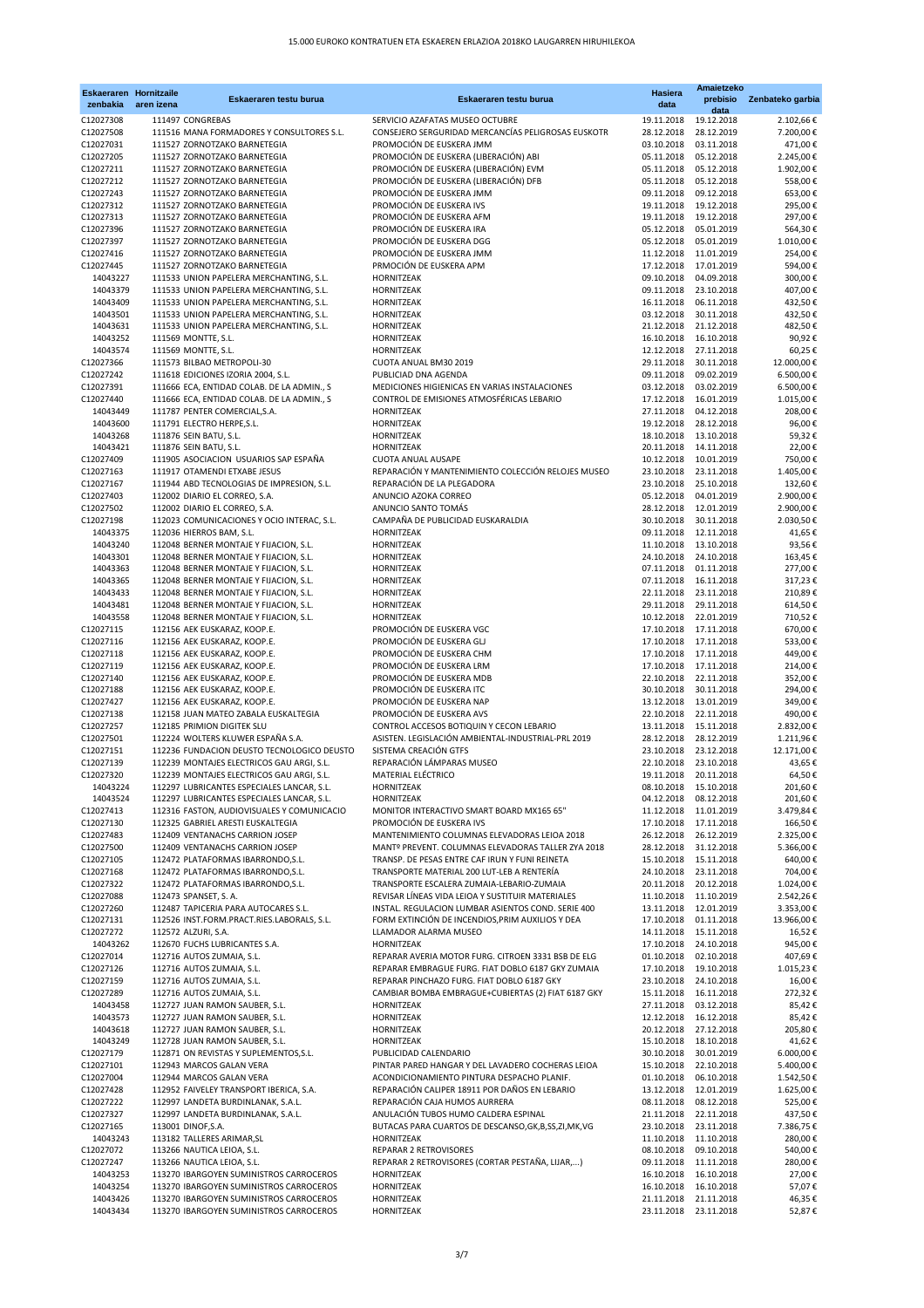# 15.000 EUROKO KONTRATUEN ETA ESKAEREN ERLAZIOA 2018KO LAUGARREN HIRUHILEKOA

| Eskaeraren zenbakia | Hornitzaile aren izena | Eskaeraren testu burua | Eskaeraren testu burua | Hasiera data | Amaietzeko prebisio data | Zenbateko garbia |
|---|---|---|---|---|---|---|
| C12027308 | 111497 | CONGREBAS | SERVICIO AZAFATAS MUSEO OCTUBRE | 19.11.2018 | 19.12.2018 | 2.102,66 € |
| C12027508 | 111516 | MANA FORMADORES Y CONSULTORES S.L. | CONSEJERO SERGURIDAD MERCANCÍAS PELIGROSAS EUSKOTR | 28.12.2018 | 28.12.2019 | 7.200,00 € |
| C12027031 | 111527 | ZORNOTZAKO BARNETEGIA | PROMOCIÓN DE EUSKERA JMM | 03.10.2018 | 03.11.2018 | 471,00 € |
| C12027205 | 111527 | ZORNOTZAKO BARNETEGIA | PROMOCIÓN DE EUSKERA (LIBERACIÓN) ABI | 05.11.2018 | 05.12.2018 | 2.245,00 € |
| C12027211 | 111527 | ZORNOTZAKO BARNETEGIA | PROMOCIÓN DE EUSKERA (LIBERACIÓN) EVM | 05.11.2018 | 05.12.2018 | 1.902,00 € |
| C12027212 | 111527 | ZORNOTZAKO BARNETEGIA | PROMOCIÓN DE EUSKERA (LIBERACIÓN) DFB | 05.11.2018 | 05.12.2018 | 558,00 € |
| C12027243 | 111527 | ZORNOTZAKO BARNETEGIA | PROMOCIÓN DE EUSKERA JMM | 09.11.2018 | 09.12.2018 | 653,00 € |
| C12027312 | 111527 | ZORNOTZAKO BARNETEGIA | PROMOCIÓN DE EUSKERA IVS | 19.11.2018 | 19.12.2018 | 295,00 € |
| C12027313 | 111527 | ZORNOTZAKO BARNETEGIA | PROMOCIÓN DE EUSKERA AFM | 19.11.2018 | 19.12.2018 | 297,00 € |
| C12027396 | 111527 | ZORNOTZAKO BARNETEGIA | PROMOCIÓN DE EUSKERA IRA | 05.12.2018 | 05.01.2019 | 564,30 € |
| C12027397 | 111527 | ZORNOTZAKO BARNETEGIA | PROMOCIÓN DE EUSKERA DGG | 05.12.2018 | 05.01.2019 | 1.010,00 € |
| C12027416 | 111527 | ZORNOTZAKO BARNETEGIA | PROMOCIÓN DE EUSKERA JMM | 11.12.2018 | 11.01.2019 | 254,00 € |
| C12027445 | 111527 | ZORNOTZAKO BARNETEGIA | PRMOCIÓN DE EUSKERA APM | 17.12.2018 | 17.01.2019 | 594,00 € |
| 14043227 | 111533 | UNION PAPELERA MERCHANTING, S.L. | HORNITZEAK | 09.10.2018 | 04.09.2018 | 300,00 € |
| 14043379 | 111533 | UNION PAPELERA MERCHANTING, S.L. | HORNITZEAK | 09.11.2018 | 23.10.2018 | 407,00 € |
| 14043409 | 111533 | UNION PAPELERA MERCHANTING, S.L. | HORNITZEAK | 16.11.2018 | 06.11.2018 | 432,50 € |
| 14043501 | 111533 | UNION PAPELERA MERCHANTING, S.L. | HORNITZEAK | 03.12.2018 | 30.11.2018 | 432,50 € |
| 14043631 | 111533 | UNION PAPELERA MERCHANTING, S.L. | HORNITZEAK | 21.12.2018 | 21.12.2018 | 482,50 € |
| 14043252 | 111569 | MONTTE, S.L. | HORNITZEAK | 16.10.2018 | 16.10.2018 | 90,92 € |
| 14043574 | 111569 | MONTTE, S.L. | HORNITZEAK | 12.12.2018 | 27.11.2018 | 60,25 € |
| C12027366 | 111573 | BILBAO METROPOLI-30 | CUOTA ANUAL BM30 2019 | 29.11.2018 | 30.11.2018 | 12.000,00 € |
| C12027242 | 111618 | EDICIONES IZORIA 2004, S.L. | PUBLICIAD DNA AGENDA | 09.11.2018 | 09.02.2019 | 6.500,00 € |
| C12027391 | 111666 | ECA, ENTIDAD COLAB. DE LA ADMIN., S | MEDICIONES HIGIENICAS EN VARIAS INSTALACIONES | 03.12.2018 | 03.02.2019 | 6.500,00 € |
| C12027440 | 111666 | ECA, ENTIDAD COLAB. DE LA ADMIN., S | CONTROL DE EMISIONES ATMOSFÉRICAS LEBARIO | 17.12.2018 | 16.01.2019 | 1.015,00 € |
| 14043449 | 111787 | PENTER COMERCIAL,S.A. | HORNITZEAK | 27.11.2018 | 04.12.2018 | 208,00 € |
| 14043600 | 111791 | ELECTRO HERPE,S.L. | HORNITZEAK | 19.12.2018 | 28.12.2018 | 96,00 € |
| 14043268 | 111876 | SEIN BATU, S.L. | HORNITZEAK | 18.10.2018 | 13.10.2018 | 59,32 € |
| 14043421 | 111876 | SEIN BATU, S.L. | HORNITZEAK | 20.11.2018 | 14.11.2018 | 22,00 € |
| C12027409 | 111905 | ASOCIACION USUARIOS SAP ESPAÑA | CUOTA ANUAL AUSAPE | 10.12.2018 | 10.01.2019 | 750,00 € |
| C12027163 | 111917 | OTAMENDI ETXABE JESUS | REPARACIÓN Y MANTENIMIENTO COLECCIÓN RELOJES MUSEO | 23.10.2018 | 23.11.2018 | 1.405,00 € |
| C12027167 | 111944 | ABD TECNOLOGIAS DE IMPRESION, S.L. | REPARACIÓN DE LA PLEGADORA | 23.10.2018 | 25.10.2018 | 132,60 € |
| C12027403 | 112002 | DIARIO EL CORREO, S.A. | ANUNCIO AZOKA CORREO | 05.12.2018 | 04.01.2019 | 2.900,00 € |
| C12027502 | 112002 | DIARIO EL CORREO, S.A. | ANUNCIO SANTO TOMÁS | 28.12.2018 | 12.01.2019 | 2.900,00 € |
| C12027198 | 112023 | COMUNICACIONES Y OCIO INTERAC, S.L. | CAMPAÑA DE PUBLICIDAD EUSKARALDIA | 30.10.2018 | 30.11.2018 | 2.030,50 € |
| 14043375 | 112036 | HIERROS BAM, S.L. | HORNITZEAK | 09.11.2018 | 12.11.2018 | 41,65 € |
| 14043240 | 112048 | BERNER MONTAJE Y FIJACION, S.L. | HORNITZEAK | 11.10.2018 | 13.10.2018 | 93,56 € |
| 14043301 | 112048 | BERNER MONTAJE Y FIJACION, S.L. | HORNITZEAK | 24.10.2018 | 24.10.2018 | 163,45 € |
| 14043363 | 112048 | BERNER MONTAJE Y FIJACION, S.L. | HORNITZEAK | 07.11.2018 | 01.11.2018 | 277,00 € |
| 14043365 | 112048 | BERNER MONTAJE Y FIJACION, S.L. | HORNITZEAK | 07.11.2018 | 16.11.2018 | 317,23 € |
| 14043433 | 112048 | BERNER MONTAJE Y FIJACION, S.L. | HORNITZEAK | 22.11.2018 | 23.11.2018 | 210,89 € |
| 14043481 | 112048 | BERNER MONTAJE Y FIJACION, S.L. | HORNITZEAK | 29.11.2018 | 29.11.2018 | 614,50 € |
| 14043558 | 112048 | BERNER MONTAJE Y FIJACION, S.L. | HORNITZEAK | 10.12.2018 | 22.01.2019 | 710,52 € |
| C12027115 | 112156 | AEK EUSKARAZ, KOOP.E. | PROMOCIÓN DE EUSKERA VGC | 17.10.2018 | 17.11.2018 | 670,00 € |
| C12027116 | 112156 | AEK EUSKARAZ, KOOP.E. | PROMOCIÓN DE EUSKERA GLJ | 17.10.2018 | 17.11.2018 | 533,00 € |
| C12027118 | 112156 | AEK EUSKARAZ, KOOP.E. | PROMOCIÓN DE EUSKERA CHM | 17.10.2018 | 17.11.2018 | 449,00 € |
| C12027119 | 112156 | AEK EUSKARAZ, KOOP.E. | PROMOCIÓN DE EUSKERA LRM | 17.10.2018 | 17.11.2018 | 214,00 € |
| C12027140 | 112156 | AEK EUSKARAZ, KOOP.E. | PROMOCIÓN DE EUSKERA MDB | 22.10.2018 | 22.11.2018 | 352,00 € |
| C12027188 | 112156 | AEK EUSKARAZ, KOOP.E. | PROMOCIÓN DE EUSKERA ITC | 30.10.2018 | 30.11.2018 | 294,00 € |
| C12027427 | 112156 | AEK EUSKARAZ, KOOP.E. | PROMOCIÓN DE EUSKERA NAP | 13.12.2018 | 13.01.2019 | 349,00 € |
| C12027138 | 112158 | JUAN MATEO ZABALA EUSKALTEGIA | PROMOCIÓN DE EUSKERA AVS | 22.10.2018 | 22.11.2018 | 490,00 € |
| C12027257 | 112185 | PRIMION DIGITEK SLU | CONTROL ACCESOS BOTIQUIN Y CECON LEBARIO | 13.11.2018 | 15.11.2018 | 2.832,00 € |
| C12027501 | 112224 | WOLTERS KLUWER ESPAÑA S.A. | ASISTEN. LEGISLACIÓN AMBIENTAL-INDUSTRIAL-PRL 2019 | 28.12.2018 | 28.12.2019 | 1.211,96 € |
| C12027151 | 112236 | FUNDACION DEUSTO TECNOLOGICO DEUSTO | SISTEMA CREACIÓN GTFS | 23.10.2018 | 23.12.2018 | 12.171,00 € |
| C12027139 | 112239 | MONTAJES ELECTRICOS GAU ARGI, S.L. | REPARACIÓN LÁMPARAS MUSEO | 22.10.2018 | 23.10.2018 | 43,65 € |
| C12027320 | 112239 | MONTAJES ELECTRICOS GAU ARGI, S.L. | MATERIAL ELÉCTRICO | 19.11.2018 | 20.11.2018 | 64,50 € |
| 14043224 | 112297 | LUBRICANTES ESPECIALES LANCAR, S.L. | HORNITZEAK | 08.10.2018 | 15.10.2018 | 201,60 € |
| 14043524 | 112297 | LUBRICANTES ESPECIALES LANCAR, S.L. | HORNITZEAK | 04.12.2018 | 08.12.2018 | 201,60 € |
| C12027413 | 112316 | FASTON, AUDIOVISUALES Y COMUNICACIO | MONITOR INTERACTIVO SMART BOARD MX165 65" | 11.12.2018 | 11.01.2019 | 3.479,84 € |
| C12027130 | 112325 | GABRIEL ARESTI EUSKALTEGIA | PROMOCIÓN DE EUSKERA IVS | 17.10.2018 | 17.11.2018 | 166,50 € |
| C12027483 | 112409 | VENTANACHS CARRION JOSEP | MANTENIMIENTO COLUMNAS ELEVADORAS LEIOA 2018 | 26.12.2018 | 26.12.2019 | 2.325,00 € |
| C12027500 | 112409 | VENTANACHS CARRION JOSEP | MANTº PREVENT. COLUMNAS ELEVADORAS TALLER ZYA 2018 | 28.12.2018 | 31.12.2018 | 5.366,00 € |
| C12027105 | 112472 | PLATAFORMAS IBARRONDO,S.L. | TRANSP. DE PESAS ENTRE CAF IRUN Y FUNI REINETA | 15.10.2018 | 15.11.2018 | 640,00 € |
| C12027168 | 112472 | PLATAFORMAS IBARRONDO,S.L. | TRANSPORTE MATERIAL 200 LUT-LEB A RENTERÍA | 24.10.2018 | 23.11.2018 | 704,00 € |
| C12027322 | 112472 | PLATAFORMAS IBARRONDO,S.L. | TRANSPORTE ESCALERA ZUMAIA-LEBARIO-ZUMAIA | 20.11.2018 | 20.12.2018 | 1.024,00 € |
| C12027088 | 112473 | SPANSET, S. A. | REVISAR LÍNEAS VIDA LEIOA Y SUSTITUIR MATERIALES | 11.10.2018 | 11.10.2019 | 2.542,26 € |
| C12027260 | 112487 | TAPICERIA PARA AUTOCARES S.L. | INSTAL. REGULACION LUMBAR ASIENTOS COND. SERIE 400 | 13.11.2018 | 12.01.2019 | 3.353,00 € |
| C12027131 | 112526 | INST.FORM.PRACT.RIES.LABORALS, S.L. | FORM EXTINCIÓN DE INCENDIOS,PRIM AUXILIOS Y DEA | 17.10.2018 | 01.11.2018 | 13.966,00 € |
| C12027272 | 112572 | ALZURI, S.A. | LLAMADOR ALARMA MUSEO | 14.11.2018 | 15.11.2018 | 16,52 € |
| 14043262 | 112670 | FUCHS LUBRICANTES S.A. | HORNITZEAK | 17.10.2018 | 24.10.2018 | 945,00 € |
| C12027014 | 112716 | AUTOS ZUMAIA, S.L. | REPARAR AVERIA MOTOR FURG. CITROEN 3331 BSB DE ELG | 01.10.2018 | 02.10.2018 | 407,69 € |
| C12027126 | 112716 | AUTOS ZUMAIA, S.L. | REPARAR EMBRAGUE FURG. FIAT DOBLO 6187 GKY ZUMAIA | 17.10.2018 | 19.10.2018 | 1.015,23 € |
| C12027159 | 112716 | AUTOS ZUMAIA, S.L. | REPARAR PINCHAZO FURG. FIAT DOBLO 6187 GKY | 23.10.2018 | 24.10.2018 | 16,00 € |
| C12027289 | 112716 | AUTOS ZUMAIA, S.L. | CAMBIAR BOMBA EMBRAGUE+CUBIERTAS (2) FIAT 6187 GKY | 15.11.2018 | 16.11.2018 | 272,32 € |
| 14043458 | 112727 | JUAN RAMON SAUBER, S.L. | HORNITZEAK | 27.11.2018 | 03.12.2018 | 85,42 € |
| 14043573 | 112727 | JUAN RAMON SAUBER, S.L. | HORNITZEAK | 12.12.2018 | 16.12.2018 | 85,42 € |
| 14043618 | 112727 | JUAN RAMON SAUBER, S.L. | HORNITZEAK | 20.12.2018 | 27.12.2018 | 205,80 € |
| 14043249 | 112728 | JUAN RAMON SAUBER, S.L. | HORNITZEAK | 15.10.2018 | 18.10.2018 | 41,62 € |
| C12027179 | 112871 | ON REVISTAS Y SUPLEMENTOS,S.L. | PUBLICIDAD CALENDARIO | 30.10.2018 | 30.01.2019 | 6.000,00 € |
| C12027101 | 112943 | MARCOS GALAN VERA | PINTAR PARED HANGAR Y DEL LAVADERO COCHERAS LEIOA | 15.10.2018 | 22.10.2018 | 5.400,00 € |
| C12027004 | 112944 | MARCOS GALAN VERA | ACONDICIONAMIENTO PINTURA DESPACHO PLANIF. | 01.10.2018 | 06.10.2018 | 1.542,50 € |
| C12027428 | 112952 | FAIVELEY TRANSPORT IBERICA, S.A. | REPARACIÓN CALIPER 18911 POR DAÑOS EN LEBARIO | 13.12.2018 | 12.01.2019 | 1.625,00 € |
| C12027222 | 112997 | LANDETA BURDINLANAK, S.A.L. | REPARACIÓN CAJA HUMOS AURRERA | 08.11.2018 | 08.12.2018 | 525,00 € |
| C12027327 | 112997 | LANDETA BURDINLANAK, S.A.L. | ANULACIÓN TUBOS HUMO CALDERA ESPINAL | 21.11.2018 | 22.11.2018 | 437,50 € |
| C12027165 | 113001 | DINOF,S.A. | BUTACAS PARA CUARTOS DE DESCANSO,GK,B,SS,ZI,MK,VG | 23.10.2018 | 23.11.2018 | 7.386,75 € |
| 14043243 | 113182 | TALLERES ARIMAR,SL | HORNITZEAK | 11.10.2018 | 11.10.2018 | 280,00 € |
| C12027072 | 113266 | NAUTICA LEIOA, S.L. | REPARAR 2 RETROVISORES | 08.10.2018 | 09.10.2018 | 540,00 € |
| C12027247 | 113266 | NAUTICA LEIOA, S.L. | REPARAR 2 RETROVISORES (CORTAR PESTAÑA, LIJAR,...) | 09.11.2018 | 11.11.2018 | 280,00 € |
| 14043253 | 113270 | IBARGOYEN SUMINISTROS CARROCEROS | HORNITZEAK | 16.10.2018 | 16.10.2018 | 27,00 € |
| 14043254 | 113270 | IBARGOYEN SUMINISTROS CARROCEROS | HORNITZEAK | 16.10.2018 | 16.10.2018 | 57,07 € |
| 14043426 | 113270 | IBARGOYEN SUMINISTROS CARROCEROS | HORNITZEAK | 21.11.2018 | 21.11.2018 | 46,35 € |
| 14043434 | 113270 | IBARGOYEN SUMINISTROS CARROCEROS | HORNITZEAK | 23.11.2018 | 23.11.2018 | 52,87 € |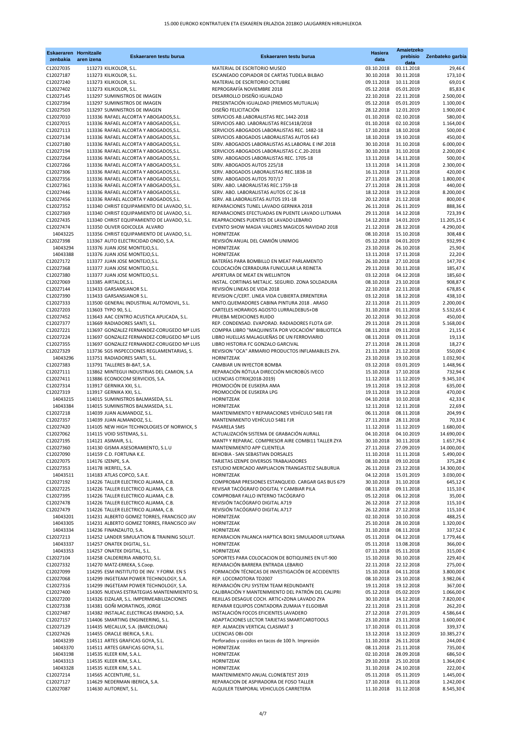| Eskaeraren zenbakia | Hornitzaile aren izena | Eskaeraren testu burua | Eskaeraren testu burua | Hasiera data | Amaietzeko prebisio data | Zenbateko garbia |
|---|---|---|---|---|---|---|
| C12027035 | 113273 | KILIKOLOR, S.L. | MATERIAL DE ESCRITORIO MUSEO | 03.10.2018 | 03.11.2018 | 29,46 € |
| C12027187 | 113273 | KILIKOLOR, S.L. | ESCANEADO COPIADOR DE CARTAS TUDELA BILBAO | 30.10.2018 | 30.11.2018 | 173,10 € |
| C12027240 | 113273 | KILIKOLOR, S.L. | MATERIAL DE ESCRITORIO OCTUBRE | 09.11.2018 | 10.11.2018 | 69,01 € |
| C12027402 | 113273 | KILIKOLOR, S.L. | REPROGRAFÍA NOVIEMBRE 2018 | 05.12.2018 | 05.01.2019 | 85,83 € |
| C12027145 | 113297 | SUMINISTROS DE IMAGEN | DESARROLLO DISEÑO IGUALDAD | 22.10.2018 | 22.11.2018 | 2.500,00 € |
| C12027394 | 113297 | SUMINISTROS DE IMAGEN | PRESENTACIÓN IGUALDAD (PREMIOS MUTUALIA) | 05.12.2018 | 05.01.2019 | 1.100,00 € |
| C12027503 | 113297 | SUMINISTROS DE IMAGEN | DISEÑO FELICITACIÓN | 28.12.2018 | 12.01.2019 | 1.900,00 € |
| C12027010 | 113336 | RAFAEL ALCORTA Y ABOGADOS,S.L. | SERVICIOS AB.LABORALISTAS REC.1442-2018 | 01.10.2018 | 02.10.2018 | 580,00 € |
| C12027015 | 113336 | RAFAEL ALCORTA Y ABOGADOS,S.L. | SERVICIOS ABO. LABORALISTAS REC1418/2018 | 01.10.2018 | 02.10.2018 | 1.164,00 € |
| C12027113 | 113336 | RAFAEL ALCORTA Y ABOGADOS,S.L. | SERVICIOS ABOGADOS LABORALISTAS REC. 1482-18 | 17.10.2018 | 18.10.2018 | 500,00 € |
| C12027134 | 113336 | RAFAEL ALCORTA Y ABOGADOS,S.L. | SERVICIOS ABOGADOS LABORALISTAS AUTOS 643 | 18.10.2018 | 19.10.2018 | 450,00 € |
| C12027180 | 113336 | RAFAEL ALCORTA Y ABOGADOS,S.L. | SERV. ABOGADOS LABORALISTAS AS.LABORAL E INF.2018 | 30.10.2018 | 31.10.2018 | 6.000,00 € |
| C12027194 | 113336 | RAFAEL ALCORTA Y ABOGADOS,S.L. | SERVICIOS ABOGADOS LABORALISTAS C.C.20-2018 | 30.10.2018 | 31.10.2018 | 2.200,00 € |
| C12027264 | 113336 | RAFAEL ALCORTA Y ABOGADOS,S.L. | SERV. ABOGADOS LABORALISTAS REC. 1705-18 | 13.11.2018 | 14.11.2018 | 500,00 € |
| C12027266 | 113336 | RAFAEL ALCORTA Y ABOGADOS,S.L. | SERV. ABOGADOS AUTOS 225/18 | 13.11.2018 | 14.11.2018 | 2.300,00 € |
| C12027306 | 113336 | RAFAEL ALCORTA Y ABOGADOS,S.L. | SERV. ABOGADOS LABORALISTAS REC.1838-18 | 16.11.2018 | 17.11.2018 | 420,00 € |
| C12027356 | 113336 | RAFAEL ALCORTA Y ABOGADOS,S.L. | SERV. ABOGADOS AUTOS 707/17 | 27.11.2018 | 28.11.2018 | 1.800,00 € |
| C12027361 | 113336 | RAFAEL ALCORTA Y ABOGADOS,S.L. | SERV. ABO. LABORALISTAS REC.1759-18 | 27.11.2018 | 28.11.2018 | 440,00 € |
| C12027446 | 113336 | RAFAEL ALCORTA Y ABOGADOS,S.L. | SERV. ABO. LABORALISTAS AUTOS CC 26-18 | 18.12.2018 | 19.12.2018 | 8.200,00 € |
| C12027456 | 113336 | RAFAEL ALCORTA Y ABOGADOS,S.L. | SERV. AB.LABORALISTAS AUTOS 191-18 | 20.12.2018 | 21.12.2018 | 800,00 € |
| C12027352 | 113340 | CHRIST EQUIPAMIENTO DE LAVADO, S.L. | REPARACIONES TUNEL LAVADO GERNIKA 2018 | 26.11.2018 | 26.11.2019 | 888,36 € |
| C12027369 | 113340 | CHRIST EQUIPAMIENTO DE LAVADO, S.L. | REPARACIONES EFECTUADAS EN PUENTE LAVADO LUTXANA | 29.11.2018 | 14.12.2018 | 723,39 € |
| C12027435 | 113340 | CHRIST EQUIPAMIENTO DE LAVADO, S.L. | REAPRACIONES PUENTES DE LAVADO LEBARIO | 14.12.2018 | 14.01.2019 | 11.205,15 € |
| C12027474 | 113350 | OLIVER GOICOLEA ALVARO | EVENTO SHOW MAGIA VALORES MAGICOS NAVIDAD 2018 | 21.12.2018 | 28.12.2018 | 4.290,00 € |
| 14043225 | 113356 | CHRIST EQUIPAMIENTO DE LAVADO, S.L. | HORNITZEAK | 08.10.2018 | 15.10.2018 | 308,48 € |
| C12027398 | 113367 | AUTO ELECTRICIDAD ONDO, S.A. | REVISIÓN ANUAL DEL CAMIÓN UNIMOG | 05.12.2018 | 04.01.2019 | 932,99 € |
| 14043294 | 113376 | JUAN JOSE MONTEJO,S.L. | HORNITZEAK | 23.10.2018 | 26.10.2018 | 25,90 € |
| 14043388 | 113376 | JUAN JOSE MONTEJO,S.L. | HORNITZEAK | 13.11.2018 | 17.11.2018 | 22,20 € |
| C12027172 | 113377 | JUAN JOSE MONTEJO,S.L. | BATERÍAS PARA BOMBILLO EN MEAT PARLAMENTO | 26.10.2018 | 27.10.2018 | 147,70 € |
| C12027368 | 113377 | JUAN JOSE MONTEJO,S.L. | COLOCACIÓN CERRADURA FUNICULAR LA REINETA | 29.11.2018 | 30.11.2018 | 185,47 € |
| C12027380 | 113377 | JUAN JOSE MONTEJO,S.L. | APERTURA DE MEAT EN WELLINTON | 03.12.2018 | 04.12.2018 | 185,60 € |
| C12027069 | 113385 | AIRTALDE,S.L. | INSTAL. CORTINAS METALIC. SEGURID. ZONA SOLDADURA | 08.10.2018 | 23.10.2018 | 908,87 € |
| C12027144 | 113433 | GARSANSIANOR S.L. | REVISIÓN LINEAS DE VIDA 2018 | 22.10.2018 | 22.11.2018 | 678,85 € |
| C12027390 | 113433 | GARSANSIANOR S.L. | REVISION C/CERT. LINEA VIDA CUBIERTA.ERRENTERIA | 03.12.2018 | 18.12.2018 | 438,10 € |
| C12027333 | 113500 | GENERAL INDUSTRIAL AUTOMOVIL, S.L. | MNTO.QUEMADORES CABINA PINTURA 2018 . ARASO | 22.11.2018 | 21.11.2019 | 2.200,00 € |
| C12027203 | 113603 | TYPO 90, S.L. | CARTELES HORARIOS AGOSTO LURRALDEBUS+DB | 31.10.2018 | 01.11.2018 | 5.532,65 € |
| C12027452 | 113643 | AAC CENTRO ACUSTICA APLICADA, S.L. | PRUEBA MEDICIONES RUIDO | 20.12.2018 | 30.12.2018 | 450,00 € |
| C12027377 | 113669 | RADIADORES SANTI, S.L. | REP. CONDENSAD. EVAPORAD. RADIADORES FLOTA GIP. | 29.11.2018 | 29.11.2018 | 5.168,00 € |
| C12027221 | 113697 | GONZALEZ FERNANDEZ-CORUGEDO Mª LUIS | COMPRA LIBRO "MAQUINISTA POR VOCACIÓN" BIBLIOTECA | 08.11.2018 | 09.11.2018 | 21,15 € |
| C12027224 | 113697 | GONZALEZ FERNANDEZ-CORUGEDO Mª LUIS | LIBRO HUELLAS MALAGUEÑAS DE UN FERROVIARIO | 08.11.2018 | 09.11.2018 | 19,13 € |
| C12027355 | 113697 | GONZALEZ FERNANDEZ-CORUGEDO Mª LUIS | LIBRO HISTORIA FC GONZALO GARCIVAL | 27.11.2018 | 28.11.2018 | 18,27 € |
| C12027329 | 113736 | SGS INSPECCIONES REGLAMENTARIAS, S. | REVISION "OCA" ARMARIO PRODUCTOS INFLAMABLES ZYA. | 21.11.2018 | 21.12.2018 | 550,00 € |
| 14043296 | 113751 | RADIADORES SANTI, S.L. | HORNITZEAK | 23.10.2018 | 19.10.2018 | 1.032,90 € |
| C12027383 | 113791 | TALLERES BI-BAT, S.A. | CAMBIAR UN INYECTOR BOMBA | 03.12.2018 | 03.01.2019 | 1.448,96 € |
| C12027111 | 113862 | MINTEGUI INDUSTRIAS DEL CAMION, S.A | REPARACIÓN RÓTULA DIRECCIÓN MICROBÚS IVECO | 15.10.2018 | 17.10.2018 | 732,94 € |
| C12027411 | 113886 | ECONOCOM SERVICIOS, S.A. | LICENCIAS CITRIX(2018-2019) | 11.12.2018 | 11.12.2019 | 9.345,10 € |
| C12027314 | 113917 | GERNIKA XXI, S.L. | PROMOCIÓN DE EUSKERA AMA | 19.11.2018 | 19.12.2018 | 635,00 € |
| C12027319 | 113917 | GERNIKA XXI, S.L. | PROMOCIÓN DE EUSKERA LPG | 19.11.2018 | 19.12.2018 | 470,00 € |
| 14043215 | 114015 | SUMINISTROS BALMASEDA, S.L. | HORNITZEAK | 04.10.2018 | 10.10.2018 | 42,33 € |
| 14043384 | 114015 | SUMINISTROS BALMASEDA, S.L. | HORNITZEAK | 12.11.2018 | 12.11.2018 | 22,69 € |
| C12027218 | 114039 | JUAN ALMANDOZ, S.L. | MANTENIMIENTO Y REPARACIONES VEHÍCULO 5481 FJR | 06.11.2018 | 08.11.2018 | 204,99 € |
| C12027357 | 114039 | JUAN ALMANDOZ, S.L. | MANTENIMIENTO VEHÍCULO 5481 FJR | 27.11.2018 | 28.11.2018 | 70,33 € |
| C12027420 | 114105 | NEW HIGH TECHNOLOGIES OF NORWICK, S | PASARELA SMS | 11.12.2018 | 11.12.2019 | 1.680,00 € |
| C12027062 | 114115 | VOID SISTEMAS, S.L. | ACTUALIZACIÓN SISTEMA DE GRABACIÓN AURALL | 04.10.2018 | 04.10.2019 | 14.690,00 € |
| C12027195 | 114121 | ASIMAIR, S.L. | MANTº Y REPARAC. COMPRESOR AIRE COMBI11 TALLER ZYA | 30.10.2018 | 30.11.2018 | 1.657,76 € |
| C12027360 | 114130 | GISMA ASESORAMIENTO, S.L.U | MANTENIMIENTO APP CLIENTELA | 27.11.2018 | 27.09.2019 | 14.000,00 € |
| C12027090 | 114159 | C.D. FORTUNA K.E. | BEHOBIA - SAN SEBASTIAN DORSALES | 11.10.2018 | 11.11.2018 | 5.490,00 € |
| C12027075 | 114176 | IZENPE, S.A. | TARJETAS IZENPE DIVERSOS TRABAJADORES | 08.10.2018 | 09.10.2018 | 375,28 € |
| C12027353 | 114178 | IKERFEL, S.A. | ESTUDIO MERCADO AMPLIACION TRANGASTEIZ SALBURUA | 26.11.2018 | 23.12.2018 | 14.300,00 € |
| 14043511 | 114183 | ATLAS COPCO, S.A.E. | HORNITZEAK | 04.12.2018 | 15.01.2019 | 3.030,00 € |
| C12027192 | 114226 | TALLER ELECTRICO ALJAMA, C.B. | COMPROBAR PRESIONES ESTANQUEID. CARGAR GAS BUS 679 | 30.10.2018 | 31.10.2018 | 645,12 € |
| C12027225 | 114226 | TALLER ELECTRICO ALJAMA, C.B. | REVISAR TACÓGRAFO DOGITAL Y CAMBIAR PILA | 08.11.2018 | 09.11.2018 | 115,10 € |
| C12027395 | 114226 | TALLER ELECTRICO ALJAMA, C.B. | COMPROBAR FALLO INTERNO TACÓGRAFO | 05.12.2018 | 06.12.2018 | 35,00 € |
| C12027478 | 114226 | TALLER ELECTRICO ALJAMA, C.B. | REVISIÓN TACÓGRAFO DIGITAL A719 | 26.12.2018 | 27.12.2018 | 115,10 € |
| C12027479 | 114226 | TALLER ELECTRICO ALJAMA, C.B. | REVISIÓN TACÓGRAFO DIGITAL A717 | 26.12.2018 | 27.12.2018 | 115,10 € |
| 14043201 | 114231 | ALBERTO GOMEZ TORRES, FRANCISCO JAV | HORNITZEAK | 02.10.2018 | 10.10.2018 | 488,25 € |
| 14043305 | 114231 | ALBERTO GOMEZ TORRES, FRANCISCO JAV | HORNITZEAK | 25.10.2018 | 28.10.2018 | 1.320,00 € |
| 14043334 | 114236 | FINANZAUTO, S.A. | HORNITZEAK | 31.10.2018 | 08.11.2018 | 337,52 € |
| C12027213 | 114252 | LANDER SIMULATION & TRAINING SOLUT. | REPARACION PALANCA HAPTICA BOX1 SIMULADOR LUTXANA | 05.11.2018 | 04.12.2018 | 1.779,46 € |
| 14043337 | 114257 | ONATEK DIGITAL, S.L. | HORNITZEAK | 05.11.2018 | 13.08.2018 | 366,00 € |
| 14043353 | 114257 | ONATEK DIGITAL, S.L. | HORNITZEAK | 07.11.2018 | 05.11.2018 | 315,00 € |
| C12027104 | 114258 | CALDERERIA ANBOTO, S.L. | SOPORTES PARA COLOCACION DE BOTIQUINES EN UT-900 | 15.10.2018 | 30.10.2018 | 229,40 € |
| C12027332 | 114270 | MATZ-ERREKA, S.Coop. | REPARACIÓN BARRERA ENTRADA LEBARIO | 22.11.2018 | 22.12.2018 | 275,00 € |
| C12027099 | 114295 | ESM INSTITUTO DE INV. Y FORM. EN S | FORMACIÓN TÉCNICAS DE INVESTIGACIÓN DE ACCIDENTES | 15.10.2018 | 04.11.2018 | 3.800,00 € |
| C12027068 | 114299 | INGETEAM POWER TECHNOLOGY, S.A. | REP. LOCOMOTORA TD2007 | 08.10.2018 | 23.10.2018 | 3.982,06 € |
| C12027316 | 114299 | INGETEAM POWER TECHNOLOGY, S.A. | REPARACIÓN CPU SYSTEM TEAM REDUNDANTE | 19.11.2018 | 19.12.2018 | 367,00 € |
| C12027400 | 114305 | NUEVAS ESTRATEGIAS MANTENIMIENTO SL | CALIBRACIÓN Y MANTENIMIENTO DEL PATRÓN DEL CALIPRI | 05.12.2018 | 05.02.2019 | 1.066,00 € |
| C12027200 | 114326 | EIZALAR, S.L. IMPERMEABILIZACIONES | REJILLAS DESAGUE COCH. ARTIC+ZONA LAVADO ZYA | 30.10.2018 | 14.12.2018 | 7.820,00 € |
| C12027338 | 114381 | GOÑI MORATINOS, JORGE | REPARAR EQUIPOS CONTADORA ZUMAIA Y ELGOIBAR | 22.11.2018 | 23.11.2018 | 262,20 € |
| C12027487 | 114382 | INSTALAC.ELECTRICAS ERANDIO, S.A. | INSTALACIÓN FOCOS EFICIENTES LAVADERO | 27.12.2018 | 27.01.2019 | 4.586,64 € |
| C12027157 | 114406 | SMARTING ENGINEERING, S.L. | ADAPTACIONES LECTOR TARJETAS SMARTCARDTOOLS | 23.10.2018 | 23.11.2018 | 1.600,00 € |
| C12027129 | 114435 | MECALUX, S.A. (BARCELONA) | REP. ALMACEN VERTICAL CLASIMAT 3 | 17.10.2018 | 01.11.2018 | 339,37 € |
| C12027426 | 114455 | ORACLE IBERICA, S.R.L. | LICENCIAS OBI-ODI | 13.12.2018 | 13.12.2019 | 10.385,27 € |
| 14043239 | 114511 | ARTES GRAFICAS GOYA, S.L. | Perforados y cosidos en tacos de 100 h. Impresión | 11.10.2018 | 26.11.2018 | 244,00 € |
| 14043370 | 114511 | ARTES GRAFICAS GOYA, S.L. | HORNITZEAK | 08.11.2018 | 21.11.2018 | 735,00 € |
| 14043198 | 114535 | KLEER KIM, S.A.L. | HORNITZEAK | 02.10.2018 | 28.09.2018 | 686,50 € |
| 14043313 | 114535 | KLEER KIM, S.A.L. | HORNITZEAK | 29.10.2018 | 25.10.2018 | 1.364,00 € |
| 14043328 | 114535 | KLEER KIM, S.A.L. | HORNITZEAK | 31.10.2018 | 24.10.2018 | 222,00 € |
| C12027214 | 114565 | ACCENTURE, S.L. | MANTENIMIENTO ANUAL CLONE&TEST 2019 | 05.11.2018 | 05.11.2019 | 1.445,00 € |
| C12027127 | 114629 | NEDERMAN IBERICA, S.A. | REPARACION DE ASPIRADORA DE FOSO TALLER | 17.10.2018 | 01.11.2018 | 1.242,00 € |
| C12027087 | 114630 | AUTORENT, S.L. | ALQUILER TEMPORAL VEHICULOS CARRETERA | 11.10.2018 | 31.12.2018 | 8.545,30 € |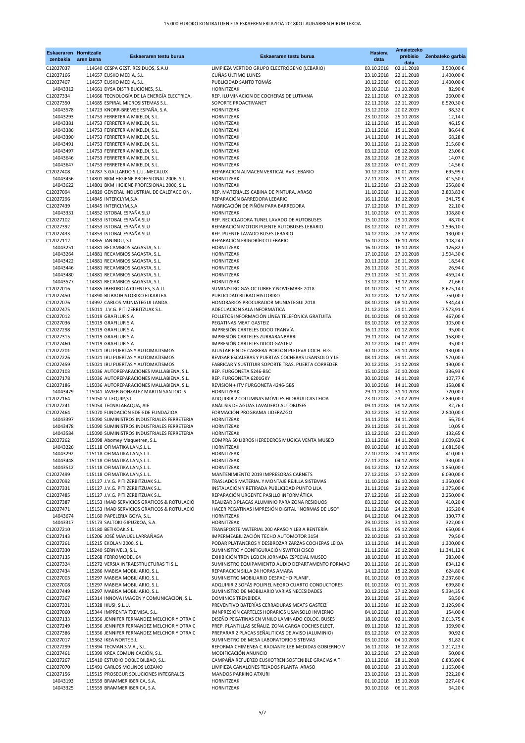# 15.000 EUROKO KONTRATUEN ETA ESKAEREN ERLAZIOA 2018KO LAUGARREN HIRUHILEKOA

| Eskaeraren zenbakia | Hornitzaile aren izena | Eskaeraren testu burua | Eskaeraren testu burua | Hasiera data | Amaietzeko prebisio data | Zenbateko garbia |
|---|---|---|---|---|---|---|
| C12027037 | 114640 | CESPA GEST. RESIDUOS, S.A.U | LIMPIEZA VERTIDO GRUPO ELECTRÓGENO (LEBARIO) | 03.10.2018 | 02.11.2018 | 3.500,00 € |
| C12027166 | 114657 | EUSKO MEDIA, S.L. | CUÑAS ÚLTIMO LUNES | 23.10.2018 | 22.11.2018 | 1.400,00 € |
| C12027407 | 114657 | EUSKO MEDIA, S.L. | PUBLICIDAD SANTO TOMÁS | 10.12.2018 | 09.01.2019 | 1.400,00 € |
| 14043312 | 114661 | DYSA DISTRIBUCIONES, S.L. | HORNITZEAK | 29.10.2018 | 31.10.2018 | 82,90 € |
| C12027334 | 114666 | TECNOLOGÍA DE LA ENERGÍA ELECTRICA, | REP. ILUMINACION DE COCHERAS DE LUTXANA | 22.11.2018 | 07.12.2018 | 260,00 € |
| C12027350 | 114685 | ESPIRAL MICROSISTEMAS S.L. | SOPORTE PROACTIVANET | 22.11.2018 | 22.11.2019 | 6.520,30 € |
| 14043578 | 114723 | KNORR-BREMSE ESPAÑA, S.A. | HORNITZEAK | 13.12.2018 | 20.02.2019 | 38,32 € |
| 14043293 | 114753 | FERRETERIA MIKELDI, S.L. | HORNITZEAK | 23.10.2018 | 25.10.2018 | 12,14 € |
| 14043381 | 114753 | FERRETERIA MIKELDI, S.L. | HORNITZEAK | 12.11.2018 | 15.11.2018 | 46,15 € |
| 14043386 | 114753 | FERRETERIA MIKELDI, S.L. | HORNITZEAK | 13.11.2018 | 15.11.2018 | 86,64 € |
| 14043390 | 114753 | FERRETERIA MIKELDI, S.L. | HORNITZEAK | 14.11.2018 | 14.11.2018 | 68,28 € |
| 14043491 | 114753 | FERRETERIA MIKELDI, S.L. | HORNITZEAK | 30.11.2018 | 21.12.2018 | 315,60 € |
| 14043497 | 114753 | FERRETERIA MIKELDI, S.L. | HORNITZEAK | 03.12.2018 | 05.12.2018 | 23,06 € |
| 14043646 | 114753 | FERRETERIA MIKELDI, S.L. | HORNITZEAK | 28.12.2018 | 28.12.2018 | 14,07 € |
| 14043647 | 114753 | FERRETERIA MIKELDI, S.L. | HORNITZEAK | 28.12.2018 | 07.01.2019 | 14,56 € |
| C12027408 | 114787 | S.GALLARDO S.L.U.-MECALUX | REPARACION ALMACEN VERTICAL AV3 LEBARIO | 10.12.2018 | 10.01.2019 | 695,99 € |
| 14043456 | 114801 | BKM HIGIENE PROFESIONAL 2006, S.L. | HORNITZEAK | 27.11.2018 | 29.11.2018 | 415,50 € |
| 14043622 | 114801 | BKM HIGIENE PROFESIONAL 2006, S.L. | HORNITZEAK | 21.12.2018 | 23.12.2018 | 256,80 € |
| C12027094 | 114820 | GENERAL INDUSTRIAL DE CALEFACCION, | REP. MATERIALES CABINA DE PINTURA. ARASO | 11.10.2018 | 11.11.2018 | 2.803,83 € |
| C12027296 | 114845 | INTERCLYM,S.A. | REPARACIÓN BARREDORA LEBARIO | 16.11.2018 | 16.12.2018 | 341,75 € |
| C12027439 | 114845 | INTERCLYM,S.A. | FABRICACIÓN DE PIÑÓN PARA BARREDORA | 17.12.2018 | 17.01.2019 | 22,10 € |
| 14043331 | 114852 | ISTOBAL ESPAÑA SLU | HORNITZEAK | 31.10.2018 | 07.11.2018 | 108,80 € |
| C12027102 | 114853 | ISTOBAL ESPAÑA SLU | REP. RECICLADORA TUNEL LAVADO DE AUTOBUSES | 15.10.2018 | 29.10.2018 | 48,70 € |
| C12027392 | 114853 | ISTOBAL ESPAÑA SLU | REPARACIÓN MOTOR PUENTE AUTOBUSES LEBARIO | 03.12.2018 | 02.01.2019 | 1.596,10 € |
| C12027433 | 114853 | ISTOBAL ESPAÑA SLU | REP. PUENTE LAVADO BUSES LEBARIO | 14.12.2018 | 28.12.2018 | 130,00 € |
| C12027112 | 114865 | JANINDU, S.L. | REPARACIÓN FRIGORÍFICO LEBARIO | 16.10.2018 | 16.10.2018 | 108,24 € |
| 14043251 | 114881 | RECAMBIOS SAGASTA, S.L. | HORNITZEAK | 16.10.2018 | 18.10.2018 | 126,82 € |
| 14043264 | 114881 | RECAMBIOS SAGASTA, S.L. | HORNITZEAK | 17.10.2018 | 27.10.2018 | 1.504,30 € |
| 14043422 | 114881 | RECAMBIOS SAGASTA, S.L. | HORNITZEAK | 20.11.2018 | 26.11.2018 | 18,54 € |
| 14043446 | 114881 | RECAMBIOS SAGASTA, S.L. | HORNITZEAK | 26.11.2018 | 30.11.2018 | 26,94 € |
| 14043480 | 114881 | RECAMBIOS SAGASTA, S.L. | HORNITZEAK | 29.11.2018 | 30.11.2018 | 459,24 € |
| 14043577 | 114881 | RECAMBIOS SAGASTA, S.L. | HORNITZEAK | 13.12.2018 | 13.12.2018 | 21,66 € |
| C12027016 | 114885 | IBERDROLA CLIENTES, S.A.U. | SUMINISTRO GAS OCTUBRE Y NOVIEMBRE 2018 | 01.10.2018 | 30.11.2018 | 8.675,14 € |
| C12027450 | 114890 | BILBAOHISTORIKO ELKARTEA | PUBLICIDAD BILBAO HISTORIKO | 20.12.2018 | 12.12.2018 | 750,00 € |
| C12027076 | 114997 | CARLOS MUNIATEGUI LANDA | HONORARIOS PROCURADOR MUNIATEGUI 2018 | 08.10.2018 | 08.10.2018 | 534,44 € |
| C12027475 | 115011 | J.V.G. PITI ZERBITZUAK S.L. | ADECUACION SALA INFORMATICA | 21.12.2018 | 21.01.2019 | 7.573,91 € |
| C12027012 | 115019 | GRAFILUR S.A | FOLLETOS INFORMACIÓN LÍNEA TELEFÓNICA GRATUITA | 01.10.2018 | 08.10.2018 | 467,00 € |
| C12027036 | 115019 | GRAFILUR S.A | PEGATINAS MEAT GASTEIZ | 03.10.2018 | 03.12.2018 | 105,00 € |
| C12027298 | 115019 | GRAFILUR S.A | IMPRESIÓN CARTELES DDOO TRANVÍA | 16.11.2018 | 01.12.2018 | 95,00 € |
| C12027315 | 115019 | GRAFILUR S.A | IMPRESIÓN CARTELES ZURBARANBARRI | 19.11.2018 | 04.12.2018 | 158,00 € |
| C12027460 | 115019 | GRAFILUR S.A | IMPRESIÓN CARTELES DDOO GASTEIZ | 20.12.2018 | 04.01.2019 | 95,00 € |
| C12027201 | 115021 | IRU PUERTAS Y AUTOMATISMOS | AJUSTAR FIN DE CARRERA PORTON PLELEVA COCH. ELG. | 30.10.2018 | 31.10.2018 | 130,00 € |
| C12027226 | 115021 | IRU PUERTAS Y AUTOMATISMOS | REVISAR ESCALERAS Y PUERTAS COCHERAS USANSOLO Y LE | 08.11.2018 | 09.11.2018 | 570,00 € |
| C12027459 | 115021 | IRU PUERTAS Y AUTOMATISMOS | FABRICAR Y SUSTITUIR SOPORTE TRAS. PUERTA CORREDER | 20.12.2018 | 21.12.2018 | 190,00 € |
| C12027103 | 115036 | AUTOREPARACIONES MALLABIENA, S.L. | REP. FURGONETA 5246-BSC | 15.10.2018 | 30.10.2018 | 336,93 € |
| C12027178 | 115036 | AUTOREPARACIONES MALLABIENA, S.L. | REP. FURGONETA 6201GKY | 30.10.2018 | 14.11.2018 | 107,77 € |
| C12027186 | 115036 | AUTOREPARACIONES MALLABIENA, S.L. | REVISION + ITV FURGONETA 4246-GBS | 30.10.2018 | 14.11.2018 | 158,08 € |
| 14043479 | 115041 | JAVIER GONZALEZ MARTIN SANTOOLS | HORNITZEAK | 29.11.2018 | 31.10.2018 | 720,00 € |
| C12027164 | 115050 | V.I.EQUIP,S.L. | ADQUIRIR 2 COLUMNAS MÓVILES HIDRÁULICAS LEIOA | 23.10.2018 | 23.02.2019 | 7.890,00 € |
| C12027241 | 115054 | TECNALABAQUA, AIE | ANÁLISIS DE AGUAS LAVADERO AUTOBUSES | 09.11.2018 | 09.12.2018 | 82,76 € |
| C12027464 | 115070 | FUNDACIÓN EDE-EDE FUNDAZIOA | FORMACIÓN PROGRAMA LIDERAZGO | 20.12.2018 | 30.12.2018 | 2.800,00 € |
| 14043397 | 115090 | SUMINISTROS INDUSTRIALES FERRETERIA | HORNITZEAK | 14.11.2018 | 14.11.2018 | 56,70 € |
| 14043478 | 115090 | SUMINISTROS INDUSTRIALES FERRETERIA | HORNITZEAK | 29.11.2018 | 29.11.2018 | 10,05 € |
| 14043584 | 115090 | SUMINISTROS INDUSTRIALES FERRETERIA | HORNITZEAK | 13.12.2018 | 22.01.2019 | 132,65 € |
| C12027262 | 115098 | Abomey Maquetren, S.L. | COMPRA 50 LIBROS HEREDEROS MUGICA VENTA MUSEO | 13.11.2018 | 14.11.2018 | 1.009,62 € |
| 14043226 | 115118 | OFIMATIKA LAN,S.L.L. | HORNITZEAK | 09.10.2018 | 16.10.2018 | 1.681,50 € |
| 14043292 | 115118 | OFIMATIKA LAN,S.L.L. | HORNITZEAK | 22.10.2018 | 24.10.2018 | 410,00 € |
| 14043448 | 115118 | OFIMATIKA LAN,S.L.L. | HORNITZEAK | 27.11.2018 | 04.12.2018 | 330,00 € |
| 14043512 | 115118 | OFIMATIKA LAN,S.L.L. | HORNITZEAK | 04.12.2018 | 12.12.2018 | 1.850,00 € |
| C12027499 | 115118 | OFIMATIKA LAN,S.L.L. | MANTENIMIENTO 2019 IMPRESORAS CARNETS | 27.12.2018 | 27.12.2019 | 6.090,00 € |
| C12027092 | 115127 | J.V.G. PITI ZERBITZUAK S.L. | TRASLADOS MATERIAL Y MONTAJE REJILLA SISTEMAS | 11.10.2018 | 16.10.2018 | 1.350,00 € |
| C12027331 | 115127 | J.V.G. PITI ZERBITZUAK S.L. | INSTALACIÓN Y RETIRADA PUBLICIDAD PUNTO LILA | 21.11.2018 | 21.12.2018 | 1.375,00 € |
| C12027485 | 115127 | J.V.G. PITI ZERBITZUAK S.L. | REPARACIÓN URGENTE PASILLO INFORMÁTICA | 27.12.2018 | 29.12.2018 | 2.250,00 € |
| C12027387 | 115153 | IMAD SERVICIOS GRAFICOS & ROTULACIÓ | REALIZAR 3 PLACAS ALUMINIO PARA ZONA RESIDUOS | 03.12.2018 | 06.12.2018 | 410,20 € |
| C12027471 | 115153 | IMAD SERVICIOS GRAFICOS & ROTULACIÓ | HACER PEGATINAS IMPRESIÓN DIGITAL "NORMAS DE USO" | 21.12.2018 | 24.12.2018 | 165,20 € |
| 14043674 | 115160 | PAPELERIA GOYA, S.L. | HORNITZEAK | 04.12.2018 | 04.12.2018 | 130,77 € |
| 14043317 | 115173 | SALTOKI GIPUZKOA, S.A. | HORNITZEAK | 29.10.2018 | 31.10.2018 | 322,00 € |
| C12027210 | 115180 | BETIKOAK.S.L. | TRANSPORTE MATERIAL 200 ARASO Y LEB A RENTERÍA | 05.11.2018 | 05.12.2018 | 650,00 € |
| C12027143 | 115206 | JOSÉ MANUEL LARRAÑAGA | IMPERMEABILIZACIÓN TECHO AUTOMOTOR 3154 | 22.10.2018 | 23.10.2018 | 79,50 € |
| C12027261 | 115215 | EKOLAN 2000, S.L. | PODAR PLATANEROS Y DESBROZAR ZARZAS COCHERAS LEIOA | 13.11.2018 | 14.11.2018 | 1.300,00 € |
| C12027330 | 115240 | SERNIVEL3, S.L. | SUMINISTRO Y CONFIGURACIÓN SWITCH CISCO | 21.11.2018 | 20.12.2018 | 11.341,12 € |
| C12027135 | 115268 | FERROMODEL 64 | EXHIBICIÓN TREN LGB EN JORNADA ESPECIAL MUSEO | 18.10.2018 | 19.10.2018 | 283,00 € |
| C12027324 | 115272 | VERSIA INFRAESTRUCTURAS TI S.L. | SUMINISTRO EQUIPAMIENTO AUDIO DEPARTAMENTO FORMACI | 20.11.2018 | 26.11.2018 | 834,12 € |
| C12027434 | 115286 | MABISA MOBILIARIO, S.L. | REPARACION SILLA 24 HORAS AMARA | 14.12.2018 | 15.12.2018 | 624,80 € |
| C12027003 | 115297 | MABISA MOBILIARIO, S.L. | SUMINISTRO MOBILIARIO DESPACHO PLANIF. | 01.10.2018 | 03.10.2018 | 2.237,60 € |
| C12027008 | 115297 | MABISA MOBILIARIO, S.L. | ADQUIRIR 2 SOFÁS POLIPIEL NEGRO CUARTO CONDUCTORES | 01.10.2018 | 01.11.2018 | 699,80 € |
| C12027449 | 115297 | MABISA MOBILIARIO, S.L. | SUMINISTRO DE MOBILIARIO VARIAS NECESIDADES | 20.12.2018 | 27.12.2018 | 5.394,35 € |
| C12027367 | 115314 | INNOVA IMAGEN Y COMUNICACION, S.L. | DOMINIOS TRENBIDEA | 29.11.2018 | 29.11.2019 | 58,50 € |
| C12027321 | 115328 | IKUSI, S.L.U. | PREVENTIVO BATERÍAS CERRADURAS MEATS GASTEIZ | 20.11.2018 | 10.12.2018 | 2.126,90 € |
| C12027060 | 115344 | IMPRENTA TXEMISA, S.L. | IMNPRESIÓN CARTELES HORARIOS USANSOLO INVIERNO | 04.10.2018 | 19.10.2018 | 154,00 € |
| C12027133 | 115356 | JENNIFER FERNANDEZ MELCHOR Y OTRA C | DISEÑO PEGATINAS EN VINILO LAMINADO COLOC. BUSES | 18.10.2018 | 02.11.2018 | 2.013,75 € |
| C12027249 | 115356 | JENNIFER FERNANDEZ MELCHOR Y OTRA C | PREP. PLANTILLAS SEÑALIZ. ZONA CARGA COCHES ELECT. | 09.11.2018 | 12.11.2018 | 169,90 € |
| C12027386 | 115356 | JENNIFER FERNANDEZ MELCHOR Y OTRA C | PREPARAR 2 PLACAS SEÑALITICAS DE AVISO (ALUMINIO) | 03.12.2018 | 07.12.2018 | 90,92 € |
| C12027017 | 115362 | IKEA NORTE S.L. | SUMINISTRO DE MESA LABORATORIO SISTEMAS | 03.10.2018 | 04.10.2018 | 81,82 € |
| C12027299 | 115394 | TECMAN S.V.A., S.L. | REFORMA CHIMENEA C.RADIANTE LEB MEDIDAS GOBIERNO V | 16.11.2018 | 16.12.2018 | 1.217,23 € |
| C12027461 | 115399 | KREA COMUNICACIÓN, S.L. | MODIFICACIÓN ANUNCIO | 20.12.2018 | 27.12.2018 | 50,00 € |
| C12027267 | 115410 | ESTUDIO DOBLE BILBAO, S.L. | CAMPAÑA REFUERZO EUSKOTREN SOSTENIBLE GRACIAS A TI | 13.11.2018 | 28.11.2018 | 6.835,00 € |
| C12027070 | 115491 | CARLOS MOLINOS LOZANO | LIMPIEZA CANALONES TEJADOS PLANTA ARASO | 08.10.2018 | 23.10.2018 | 1.165,00 € |
| C12027156 | 115515 | PROSEGUR SOLUCIONES INTEGRALES | MANDOS PARKING ATXURI | 23.10.2018 | 23.11.2018 | 322,20 € |
| 14043193 | 115559 | BRAMMER IBERICA, S.A. | HORNITZEAK | 01.10.2018 | 15.10.2018 | 227,40 € |
| 14043325 | 115559 | BRAMMER IBERICA, S.A. | HORNITZEAK | 30.10.2018 | 06.11.2018 | 64,20 € |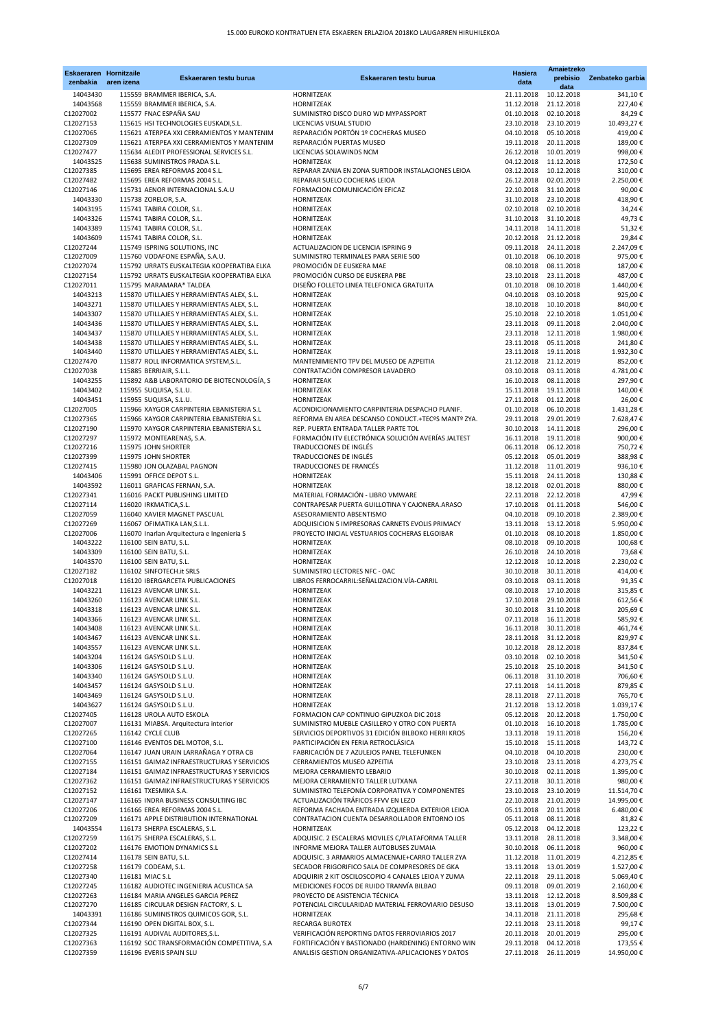# 15.000 EUROKO KONTRATUEN ETA ESKAEREN ERLAZIOA 2018KO LAUGARREN HIRUHILEKOA

| Eskaeraren zenbakia | Hornitzaile aren izena | Eskaeraren testu burua | Eskaeraren testu burua | Hasiera data | Amaietzeko prebisio data | Zenbateko garbia |
|---|---|---|---|---|---|---|
| 14043430 | 115559 | BRAMMER IBERICA, S.A. | HORNITZEAK | 21.11.2018 | 10.12.2018 | 341,10 € |
| 14043568 | 115559 | BRAMMER IBERICA, S.A. | HORNITZEAK | 11.12.2018 | 21.12.2018 | 227,40 € |
| C12027002 | 115577 | FNAC ESPAÑA SAU | SUMINISTRO DISCO DURO WD MYPASSPORT | 01.10.2018 | 02.10.2018 | 84,29 € |
| C12027153 | 115615 | HSI TECHNOLOGIES EUSKADI,S.L. | LICENCIAS VISUAL STUDIO | 23.10.2018 | 23.10.2019 | 10.493,27 € |
| C12027065 | 115621 | ATERPEA XXI CERRAMIENTOS Y MANTENIM | REPARACIÓN PORTÓN 1º COCHERAS MUSEO | 04.10.2018 | 05.10.2018 | 419,00 € |
| C12027309 | 115621 | ATERPEA XXI CERRAMIENTOS Y MANTENIM | REPARACIÓN PUERTAS MUSEO | 19.11.2018 | 20.11.2018 | 189,00 € |
| C12027477 | 115634 | ALEDIT PROFESSIONAL SERVICES S.L. | LICENCIAS SOLAWINDS NCM | 26.12.2018 | 10.01.2019 | 998,00 € |
| 14043525 | 115638 | SUMINISTROS PRADA S.L. | HORNITZEAK | 04.12.2018 | 11.12.2018 | 172,50 € |
| C12027385 | 115695 | EREA REFORMAS 2004 S.L. | REPARAR ZANJA EN ZONA SURTIDOR INSTALACIONES LEIOA | 03.12.2018 | 10.12.2018 | 310,00 € |
| C12027482 | 115695 | EREA REFORMAS 2004 S.L. | REPARAR SUELO COCHERAS LEIOA | 26.12.2018 | 02.01.2019 | 2.250,00 € |
| C12027146 | 115731 | AENOR INTERNACIONAL S.A.U | FORMACION COMUNICACIÓN EFICAZ | 22.10.2018 | 31.10.2018 | 90,00 € |
| 14043330 | 115738 | ZORELOR, S.A. | HORNITZEAK | 31.10.2018 | 23.10.2018 | 418,90 € |
| 14043195 | 115741 | TABIRA COLOR, S.L. | HORNITZEAK | 02.10.2018 | 02.10.2018 | 34,24 € |
| 14043326 | 115741 | TABIRA COLOR, S.L. | HORNITZEAK | 31.10.2018 | 31.10.2018 | 49,73 € |
| 14043389 | 115741 | TABIRA COLOR, S.L. | HORNITZEAK | 14.11.2018 | 14.11.2018 | 51,32 € |
| 14043609 | 115741 | TABIRA COLOR, S.L. | HORNITZEAK | 20.12.2018 | 21.12.2018 | 29,84 € |
| C12027244 | 115749 | ISPRING SOLUTIONS, INC | ACTUALIZACION DE LICENCIA ISPRING 9 | 09.11.2018 | 24.11.2018 | 2.247,09 € |
| C12027009 | 115760 | VODAFONE ESPAÑA, S.A.U. | SUMINISTRO TERMINALES PARA SERIE 500 | 01.10.2018 | 06.10.2018 | 975,00 € |
| C12027074 | 115792 | URRATS EUSKALTEGIA KOOPERATIBA ELKA | PROMOCIÓN DE EUSKERA MAE | 08.10.2018 | 08.11.2018 | 187,00 € |
| C12027154 | 115792 | URRATS EUSKALTEGIA KOOPERATIBA ELKA | PROMOCIÓN CURSO DE EUSKERA PBE | 23.10.2018 | 23.11.2018 | 487,00 € |
| C12027011 | 115795 | MARAMARA* TALDEA | DISEÑO FOLLETO LINEA TELEFONICA GRATUITA | 01.10.2018 | 08.10.2018 | 1.440,00 € |
| 14043213 | 115870 | UTILLAJES Y HERRAMIENTAS ALEX, S.L. | HORNITZEAK | 04.10.2018 | 03.10.2018 | 925,00 € |
| 14043271 | 115870 | UTILLAJES Y HERRAMIENTAS ALEX, S.L. | HORNITZEAK | 18.10.2018 | 10.10.2018 | 840,00 € |
| 14043307 | 115870 | UTILLAJES Y HERRAMIENTAS ALEX, S.L. | HORNITZEAK | 25.10.2018 | 22.10.2018 | 1.051,00 € |
| 14043436 | 115870 | UTILLAJES Y HERRAMIENTAS ALEX, S.L. | HORNITZEAK | 23.11.2018 | 09.11.2018 | 2.040,00 € |
| 14043437 | 115870 | UTILLAJES Y HERRAMIENTAS ALEX, S.L. | HORNITZEAK | 23.11.2018 | 12.11.2018 | 1.980,00 € |
| 14043438 | 115870 | UTILLAJES Y HERRAMIENTAS ALEX, S.L. | HORNITZEAK | 23.11.2018 | 05.11.2018 | 241,80 € |
| 14043440 | 115870 | UTILLAJES Y HERRAMIENTAS ALEX, S.L. | HORNITZEAK | 23.11.2018 | 19.11.2018 | 1.932,30 € |
| C12027470 | 115877 | ROLL INFORMATICA SYSTEM,S.L. | MANTENIMIENTO TPV DEL MUSEO DE AZPEITIA | 21.12.2018 | 21.12.2019 | 852,00 € |
| C12027038 | 115885 | BERRIAIR, S.L.L. | CONTRATACIÓN COMPRESOR LAVADERO | 03.10.2018 | 03.11.2018 | 4.781,00 € |
| 14043255 | 115892 | A&B LABORATORIO DE BIOTECNOLOGÍA, S | HORNITZEAK | 16.10.2018 | 08.11.2018 | 297,90 € |
| 14043402 | 115955 | SUQUISA, S.L.U. | HORNITZEAK | 15.11.2018 | 19.11.2018 | 140,00 € |
| 14043451 | 115955 | SUQUISA, S.L.U. | HORNITZEAK | 27.11.2018 | 01.12.2018 | 26,00 € |
| C12027005 | 115966 | XAYGOR CARPINTERIA EBANISTERIA S.L | ACONDICIONAMIENTO CARPINTERIA DESPACHO PLANIF. | 01.10.2018 | 06.10.2018 | 1.431,28 € |
| C12027365 | 115966 | XAYGOR CARPINTERIA EBANISTERIA S.L | REFORMA EN AREA DESCANSO CONDUCT.+TECºS MANTº ZYA. | 29.11.2018 | 29.01.2019 | 7.628,47 € |
| C12027190 | 115970 | XAYGOR CARPINTERIA EBANISTERIA S.L | REP. PUERTA ENTRADA TALLER PARTE TOL | 30.10.2018 | 14.11.2018 | 296,00 € |
| C12027297 | 115972 | MONTEARENAS, S.A. | FORMACIÓN ITV ELECTRÓNICA SOLUCIÓN AVERÍAS JALTEST | 16.11.2018 | 19.11.2018 | 900,00 € |
| C12027216 | 115975 | JOHN SHORTER | TRADUCCIONES DE INGLÉS | 06.11.2018 | 06.12.2018 | 750,72 € |
| C12027399 | 115975 | JOHN SHORTER | TRADUCCIONES DE INGLÉS | 05.12.2018 | 05.01.2019 | 388,98 € |
| C12027415 | 115980 | JON OLAZABAL PAGNON | TRADUCCIONES DE FRANCÉS | 11.12.2018 | 11.01.2019 | 936,10 € |
| 14043406 | 115991 | OFFICE DEPOT S.L. | HORNITZEAK | 15.11.2018 | 24.11.2018 | 130,88 € |
| 14043592 | 116011 | GRAFICAS FERNAN, S.A. | HORNITZEAK | 18.12.2018 | 02.01.2018 | 880,00 € |
| C12027341 | 116016 | PACKT PUBLISHING LIMITED | MATERIAL FORMACIÓN - LIBRO VMWARE | 22.11.2018 | 22.12.2018 | 47,99 € |
| C12027114 | 116020 | IRKMATICA,S.L. | CONTRAPESAR PUERTA GUILLOTINA Y CAJONERA.ARASO | 17.10.2018 | 01.11.2018 | 546,00 € |
| C12027059 | 116040 | XAVIER MAGNET PASCUAL | ASESORAMIENTO ABSENTISMO | 04.10.2018 | 09.10.2018 | 2.389,00 € |
| C12027269 | 116067 | OFIMATIKA LAN,S.L.L. | ADQUISICION 5 IMPRESORAS CARNETS EVOLIS PRIMACY | 13.11.2018 | 13.12.2018 | 5.950,00 € |
| C12027006 | 116070 | Inarlan Arquitectura e Ingenieria S | PROYECTO INICIAL VESTUARIOS COCHERAS ELGOIBAR | 01.10.2018 | 08.10.2018 | 1.850,00 € |
| 14043222 | 116100 | SEIN BATU, S.L. | HORNITZEAK | 08.10.2018 | 09.10.2018 | 100,68 € |
| 14043309 | 116100 | SEIN BATU, S.L. | HORNITZEAK | 26.10.2018 | 24.10.2018 | 73,68 € |
| 14043570 | 116100 | SEIN BATU, S.L. | HORNITZEAK | 12.12.2018 | 10.12.2018 | 2.230,02 € |
| C12027182 | 116102 | SINFOTECH.it SRLS | SUMINISTRO LECTORES NFC - OAC | 30.10.2018 | 30.11.2018 | 414,00 € |
| C12027018 | 116120 | IBERGARCETA PUBLICACIONES | LIBROS FERROCARRIL:SEÑALIZACION.VÍA-CARRIL | 03.10.2018 | 03.11.2018 | 91,35 € |
| 14043221 | 116123 | AVENCAR LINK S.L. | HORNITZEAK | 08.10.2018 | 17.10.2018 | 315,85 € |
| 14043260 | 116123 | AVENCAR LINK S.L. | HORNITZEAK | 17.10.2018 | 29.10.2018 | 612,56 € |
| 14043318 | 116123 | AVENCAR LINK S.L. | HORNITZEAK | 30.10.2018 | 31.10.2018 | 205,69 € |
| 14043366 | 116123 | AVENCAR LINK S.L. | HORNITZEAK | 07.11.2018 | 16.11.2018 | 585,92 € |
| 14043408 | 116123 | AVENCAR LINK S.L. | HORNITZEAK | 16.11.2018 | 30.11.2018 | 461,74 € |
| 14043467 | 116123 | AVENCAR LINK S.L. | HORNITZEAK | 28.11.2018 | 31.12.2018 | 829,97 € |
| 14043557 | 116123 | AVENCAR LINK S.L. | HORNITZEAK | 10.12.2018 | 28.12.2018 | 837,84 € |
| 14043204 | 116124 | GASYSOLD S.L.U. | HORNITZEAK | 03.10.2018 | 02.10.2018 | 341,50 € |
| 14043306 | 116124 | GASYSOLD S.L.U. | HORNITZEAK | 25.10.2018 | 25.10.2018 | 341,50 € |
| 14043340 | 116124 | GASYSOLD S.L.U. | HORNITZEAK | 06.11.2018 | 31.10.2018 | 706,60 € |
| 14043457 | 116124 | GASYSOLD S.L.U. | HORNITZEAK | 27.11.2018 | 14.11.2018 | 879,85 € |
| 14043469 | 116124 | GASYSOLD S.L.U. | HORNITZEAK | 28.11.2018 | 27.11.2018 | 765,70 € |
| 14043627 | 116124 | GASYSOLD S.L.U. | HORNITZEAK | 21.12.2018 | 13.12.2018 | 1.039,17 € |
| C12027405 | 116128 | UROLA AUTO ESKOLA | FORMACION CAP CONTINUO GIPUZKOA DIC 2018 | 05.12.2018 | 20.12.2018 | 1.750,00 € |
| C12027007 | 116131 | MIABSA. Arquitectura interior | SUMINISTRO MUEBLE CASILLERO Y OTRO CON PUERTA | 01.10.2018 | 16.10.2018 | 1.785,00 € |
| C12027265 | 116142 | CYCLE CLUB | SERVICIOS DEPORTIVOS 31 EDICIÓN BILBOKO HERRI KROS | 13.11.2018 | 19.11.2018 | 156,20 € |
| C12027100 | 116146 | EVENTOS DEL MOTOR, S.L. | PARTICIPACIÓN EN FERIA RETROCLÁSICA | 15.10.2018 | 15.11.2018 | 143,72 € |
| C12027064 | 116147 | JUAN URAIN LARRAÑAGA Y OTRA CB | FABRICACIÓN DE 7 AZULEJOS PANEL TELEFUNKEN | 04.10.2018 | 04.10.2018 | 230,00 € |
| C12027155 | 116151 | GAIMAZ INFRAESTRUCTURAS Y SERVICIOS | CERRAMIENTOS MUSEO AZPEITIA | 23.10.2018 | 23.11.2018 | 4.273,75 € |
| C12027184 | 116151 | GAIMAZ INFRAESTRUCTURAS Y SERVICIOS | MEJORA CERRAMIENTO LEBARIO | 30.10.2018 | 02.11.2018 | 1.395,00 € |
| C12027362 | 116151 | GAIMAZ INFRAESTRUCTURAS Y SERVICIOS | MEJORA CERRAMIENTO TALLER LUTXANA | 27.11.2018 | 30.11.2018 | 980,00 € |
| C12027152 | 116161 | TXESMIKA S.A. | SUMINISTRO TELEFONÍA CORPORATIVA Y COMPONENTES | 23.10.2018 | 23.10.2019 | 11.514,70 € |
| C12027147 | 116165 | INDRA BUSINESS CONSULTING IBC | ACTUALIZACIÓN TRÁFICOS FFVV EN LEZO | 22.10.2018 | 21.01.2019 | 14.995,00 € |
| C12027206 | 116166 | EREA REFORMAS 2004 S.L. | REFORMA FACHADA ENTRADA IZQUIERDA EXTERIOR LEIOA | 05.11.2018 | 20.11.2018 | 6.480,00 € |
| C12027209 | 116171 | APPLE DISTRIBUTION INTERNATIONAL | CONTRATACION CUENTA DESARROLLADOR ENTORNO IOS | 05.11.2018 | 08.11.2018 | 81,82 € |
| 14043554 | 116173 | SHERPA ESCALERAS, S.L. | HORNITZEAK | 05.12.2018 | 04.12.2018 | 123,22 € |
| C12027259 | 116175 | SHERPA ESCALERAS, S.L. | ADQUISIC. 2 ESCALERAS MOVILES C/PLATAFORMA TALLER | 13.11.2018 | 28.11.2018 | 3.348,00 € |
| C12027202 | 116176 | EMOTION DYNAMICS S.L | INFORME MEJORA TALLER AUTOBUSES ZUMAIA | 30.10.2018 | 06.11.2018 | 960,00 € |
| C12027414 | 116178 | SEIN BATU, S.L. | ADQUISIC. 3 ARMARIOS ALMACENAJE+CARRO TALLER ZYA | 11.12.2018 | 11.01.2019 | 4.212,85 € |
| C12027258 | 116179 | CODEAM, S.L. | SECADOR FRIGORIFICO SALA DE COMPRESORES DE GKA | 13.11.2018 | 13.01.2019 | 1.527,00 € |
| C12027340 | 116181 | MIAC S.L | ADQUIRIR 2 KIT OSCILOSCOPIO 4 CANALES LEIOA Y ZUMA | 22.11.2018 | 29.11.2018 | 5.069,40 € |
| C12027245 | 116182 | AUDIOTEC INGENIERIA ACUSTICA SA | MEDICIONES FOCOS DE RUIDO TRANVÍA BILBAO | 09.11.2018 | 09.01.2019 | 2.160,00 € |
| C12027263 | 116184 | MARIA ANGELES GARCIA PEREZ | PROYECTO DE ASISTENCIA TÉCNICA | 13.11.2018 | 12.12.2018 | 8.509,88 € |
| C12027270 | 116185 | CIRCULAR DESIGN FACTORY, S. L. | POTENCIAL CIRCULARIDAD MATERIAL FERROVIARIO DESUSO | 13.11.2018 | 13.01.2019 | 7.500,00 € |
| 14043391 | 116186 | SUMINISTROS QUIMICOS GOR, S.L. | HORNITZEAK | 14.11.2018 | 21.11.2018 | 295,68 € |
| C12027344 | 116190 | OPEN DIGITAL BOX, S.L. | RECARGA BUROTEX | 22.11.2018 | 23.11.2018 | 99,17 € |
| C12027325 | 116191 | AUDIVAL AUDITORES,S.L. | VERIFICACIÓN REPORTING DATOS FERROVIARIOS 2017 | 20.11.2018 | 20.01.2019 | 295,00 € |
| C12027363 | 116192 | SOC TRANSFORMACIÓN COMPETITIVA, S.A | FORTIFICACIÓN Y BASTIONADO (HARDENING) ENTORNO WIN | 29.11.2018 | 04.12.2018 | 173,55 € |
| C12027359 | 116196 | EVERIS SPAIN SLU | ANALISIS GESTION ORGANIZATIVA-APLICACIONES Y DATOS | 27.11.2018 | 26.11.2019 | 14.950,00 € |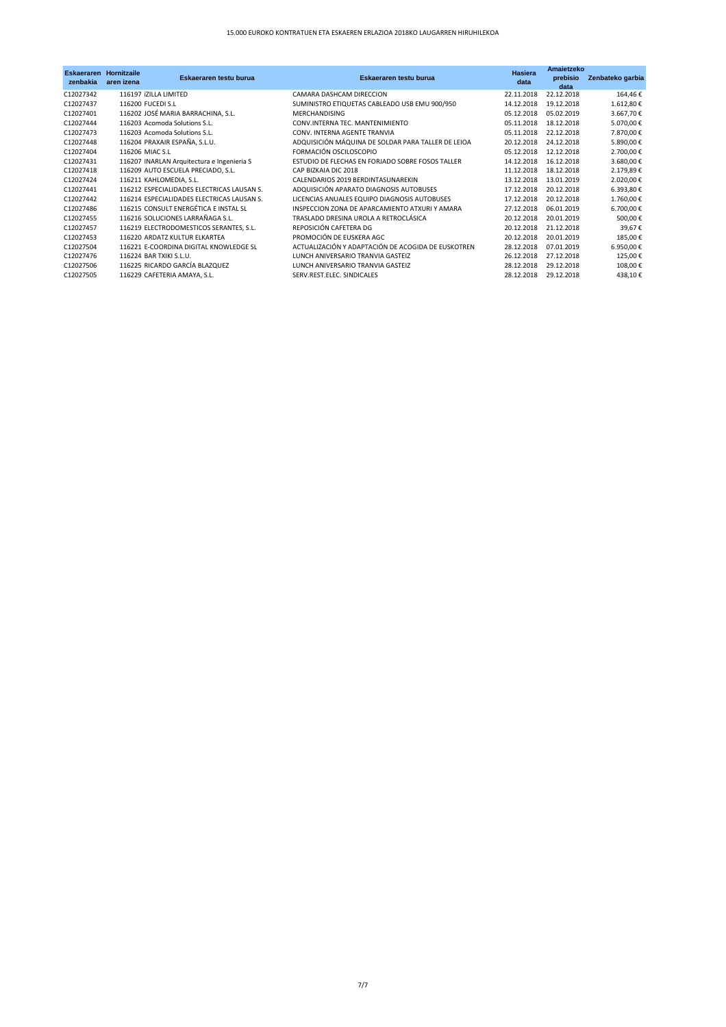15.000 EUROKO KONTRATUEN ETA ESKAEREN ERLAZIOA 2018KO LAUGARREN HIRUHILEKOA

| Eskaeraren zenbakia | Hornitzailearen izena | Eskaeraren testu burua | Eskaeraren testu burua | Hasiera data | Amaietzeko prebisio data | Zenbateko garbia |
|---|---|---|---|---|---|---|
| C12027342 | 116197 | iZILLA LIMITED | CAMARA DASHCAM DIRECCION | 22.11.2018 | 22.12.2018 | 164,46 € |
| C12027437 | 116200 | FUCEDI S.L | SUMINISTRO ETIQUETAS CABLEADO USB EMU 900/950 | 14.12.2018 | 19.12.2018 | 1.612,80 € |
| C12027401 | 116202 | JOSÉ MARIA BARRACHINA, S.L. | MERCHANDISING | 05.12.2018 | 05.02.2019 | 3.667,70 € |
| C12027444 | 116203 | Acomoda Solutions S.L. | CONV.INTERNA TEC. MANTENIMIENTO | 05.11.2018 | 18.12.2018 | 5.070,00 € |
| C12027473 | 116203 | Acomoda Solutions S.L. | CONV. INTERNA AGENTE TRANVIA | 05.11.2018 | 22.12.2018 | 7.870,00 € |
| C12027448 | 116204 | PRAXAIR ESPAÑA, S.L.U. | ADQUISICIÓN MÁQUINA DE SOLDAR PARA TALLER DE LEIOA | 20.12.2018 | 24.12.2018 | 5.890,00 € |
| C12027404 | 116206 | MIAC S.L | FORMACIÓN OSCILOSCOPIO | 05.12.2018 | 12.12.2018 | 2.700,00 € |
| C12027431 | 116207 | INARLAN Arquitectura e Ingenieria S | ESTUDIO DE FLECHAS EN FORJADO SOBRE FOSOS TALLER | 14.12.2018 | 16.12.2018 | 3.680,00 € |
| C12027418 | 116209 | AUTO ESCUELA PRECIADO, S.L. | CAP BIZKAIA DIC 2018 | 11.12.2018 | 18.12.2018 | 2.179,89 € |
| C12027424 | 116211 | KAHLOMEDIA, S.L. | CALENDARIOS 2019 BERDINTASUNAREKIN | 13.12.2018 | 13.01.2019 | 2.020,00 € |
| C12027441 | 116212 | ESPECIALIDADES ELECTRICAS LAUSAN S. | ADQUISICIÓN APARATO DIAGNOSIS AUTOBUSES | 17.12.2018 | 20.12.2018 | 6.393,80 € |
| C12027442 | 116214 | ESPECIALIDADES ELECTRICAS LAUSAN S. | LICENCIAS ANUALES EQUIPO DIAGNOSIS AUTOBUSES | 17.12.2018 | 20.12.2018 | 1.760,00 € |
| C12027486 | 116215 | CONSULT ENERGÉTICA E INSTAL SL | INSPECCION ZONA DE APARCAMIENTO ATXURI Y AMARA | 27.12.2018 | 06.01.2019 | 6.700,00 € |
| C12027455 | 116216 | SOLUCIONES LARRAÑAGA S.L. | TRASLADO DRESINA UROLA A RETROCLÁSICA | 20.12.2018 | 20.01.2019 | 500,00 € |
| C12027457 | 116219 | ELECTRODOMESTICOS SERANTES, S.L. | REPOSICIÓN CAFETERA DG | 20.12.2018 | 21.12.2018 | 39,67 € |
| C12027453 | 116220 | ARDATZ KULTUR ELKARTEA | PROMOCIÓN DE EUSKERA AGC | 20.12.2018 | 20.01.2019 | 185,00 € |
| C12027504 | 116221 | E-COORDINA DIGITAL KNOWLEDGE SL | ACTUALIZACIÓN Y ADAPTACIÓN DE ACOGIDA DE EUSKOTREN | 28.12.2018 | 07.01.2019 | 6.950,00 € |
| C12027476 | 116224 | BAR TXIKI S.L.U. | LUNCH ANIVERSARIO TRANVIA GASTEIZ | 26.12.2018 | 27.12.2018 | 125,00 € |
| C12027506 | 116225 | RICARDO GARCÍA BLAZQUEZ | LUNCH ANIVERSARIO TRANVIA GASTEIZ | 28.12.2018 | 29.12.2018 | 108,00 € |
| C12027505 | 116229 | CAFETERIA AMAYA, S.L. | SERV.REST.ELEC. SINDICALES | 28.12.2018 | 29.12.2018 | 438,10 € |